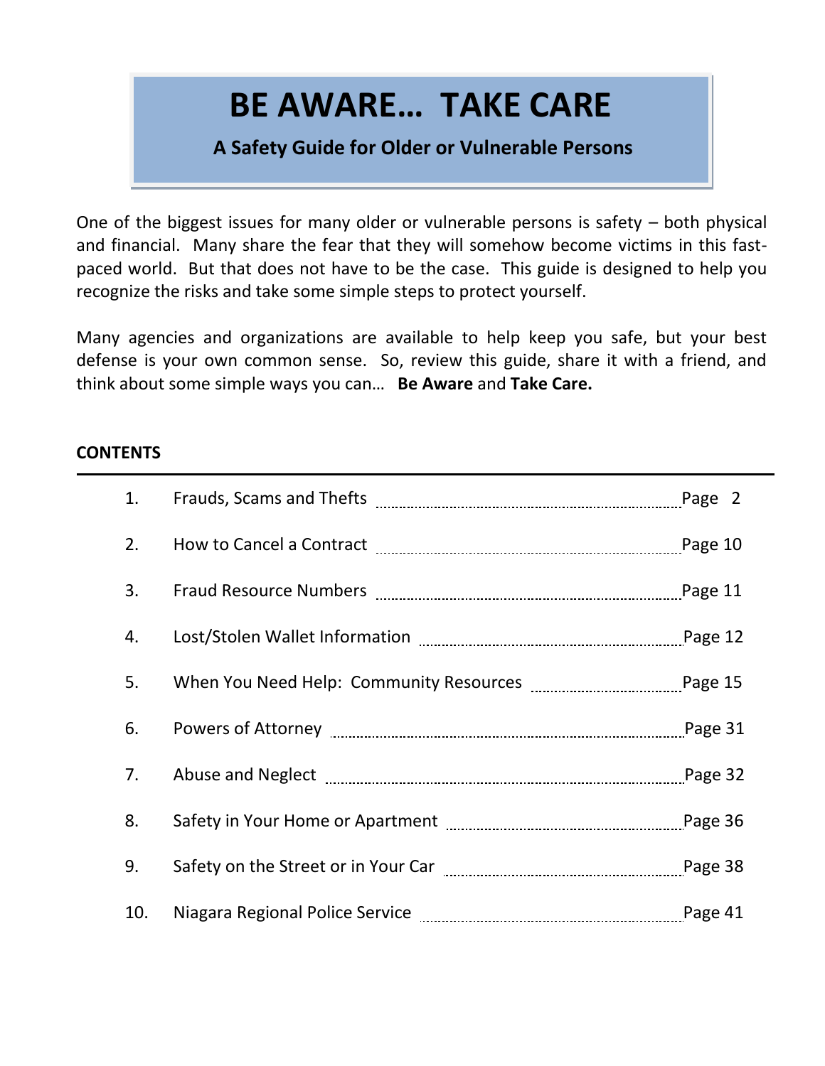# BE AWARE… TAKE CARE

**A Safety Guide for Older or Vulnerable Persons**

One of the biggest issues for many older or vulnerable persons is safety – both physical and financial. Many share the fear that they will somehow become victims in this fast-paced world. But that does not have to be the case. This guide is designed to help you recognize the risks and take some simple steps to protect yourself.

Many agencies and organizations are available to help keep you safe, but your best defense is your own common sense. So, review this guide, share it with a friend, and think about some simple ways you can… **Be Aware** and **Take Care.**

## CONTENTS

| | | |
|---|---|---|
| 1. | Frauds, Scams and Thefts | Page 2 |
| 2. | How to Cancel a Contract | Page 10 |
| 3. | Fraud Resource Numbers | Page 11 |
| 4. | Lost/Stolen Wallet Information | Page 12 |
| 5. | When You Need Help: Community Resources | Page 15 |
| 6. | Powers of Attorney | Page 31 |
| 7. | Abuse and Neglect | Page 32 |
| 8. | Safety in Your Home or Apartment | Page 36 |
| 9. | Safety on the Street or in Your Car | Page 38 |
| 10. | Niagara Regional Police Service | Page 41 |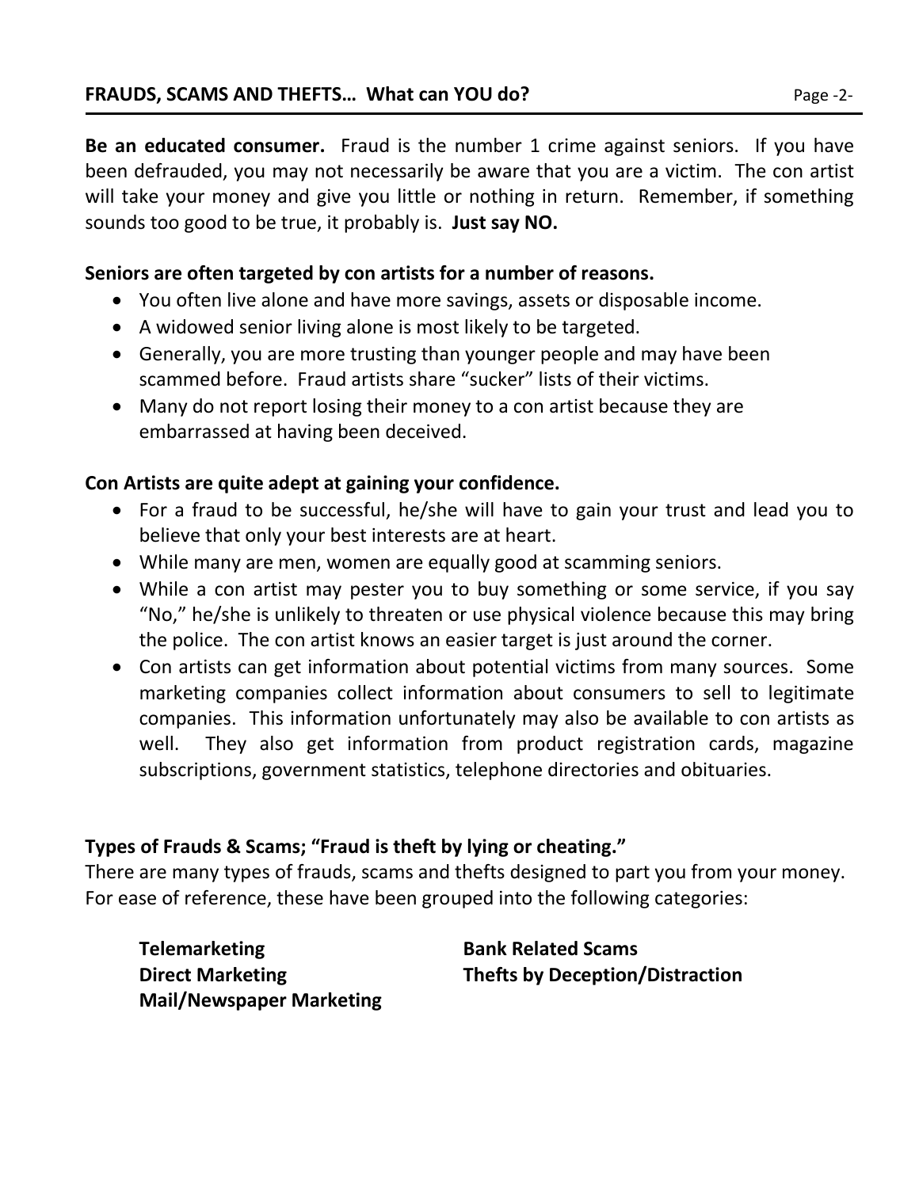**Be an educated consumer.** Fraud is the number 1 crime against seniors. If you have been defrauded, you may not necessarily be aware that you are a victim. The con artist will take your money and give you little or nothing in return. Remember, if something sounds too good to be true, it probably is. **Just say NO.**

**Seniors are often targeted by con artists for a number of reasons.**

- You often live alone and have more savings, assets or disposable income.
- A widowed senior living alone is most likely to be targeted.
- Generally, you are more trusting than younger people and may have been scammed before. Fraud artists share "sucker" lists of their victims.
- Many do not report losing their money to a con artist because they are embarrassed at having been deceived.

**Con Artists are quite adept at gaining your confidence.**

- For a fraud to be successful, he/she will have to gain your trust and lead you to believe that only your best interests are at heart.
- While many are men, women are equally good at scamming seniors.
- While a con artist may pester you to buy something or some service, if you say "No," he/she is unlikely to threaten or use physical violence because this may bring the police. The con artist knows an easier target is just around the corner.
- Con artists can get information about potential victims from many sources. Some marketing companies collect information about consumers to sell to legitimate companies. This information unfortunately may also be available to con artists as well. They also get information from product registration cards, magazine subscriptions, government statistics, telephone directories and obituaries.

**Types of Frauds & Scams; "Fraud is theft by lying or cheating."**

There are many types of frauds, scams and thefts designed to part you from your money. For ease of reference, these have been grouped into the following categories:

**Telemarketing**
**Direct Marketing**
**Mail/Newspaper Marketing**
**Bank Related Scams**
**Thefts by Deception/Distraction**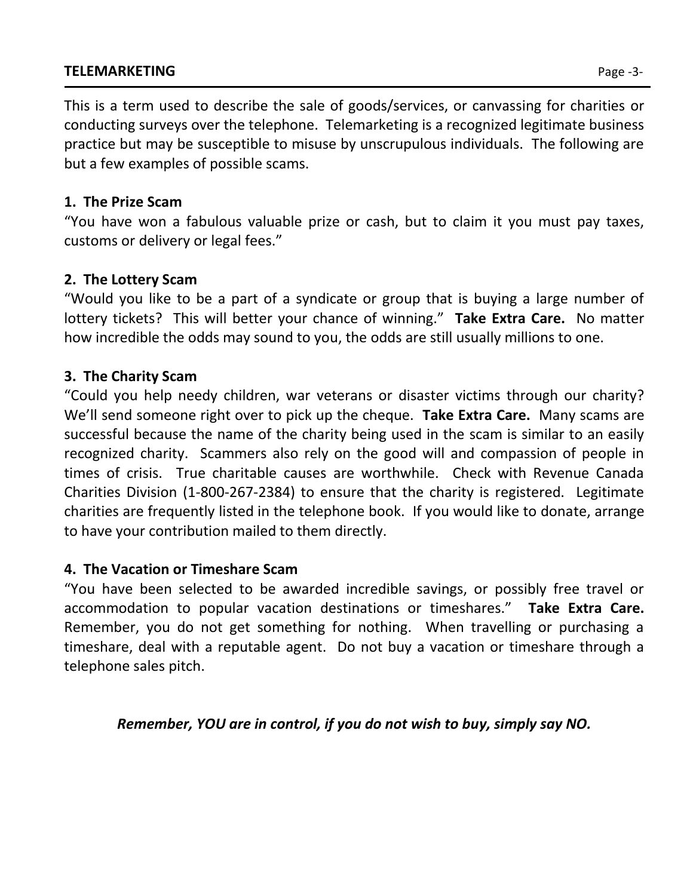## TELEMARKETING

This is a term used to describe the sale of goods/services, or canvassing for charities or conducting surveys over the telephone. Telemarketing is a recognized legitimate business practice but may be susceptible to misuse by unscrupulous individuals. The following are but a few examples of possible scams.

### 1. The Prize Scam

"You have won a fabulous valuable prize or cash, but to claim it you must pay taxes, customs or delivery or legal fees."

### 2. The Lottery Scam

"Would you like to be a part of a syndicate or group that is buying a large number of lottery tickets? This will better your chance of winning." **Take Extra Care.** No matter how incredible the odds may sound to you, the odds are still usually millions to one.

### 3. The Charity Scam

"Could you help needy children, war veterans or disaster victims through our charity? We'll send someone right over to pick up the cheque. **Take Extra Care.** Many scams are successful because the name of the charity being used in the scam is similar to an easily recognized charity. Scammers also rely on the good will and compassion of people in times of crisis. True charitable causes are worthwhile. Check with Revenue Canada Charities Division (1-800-267-2384) to ensure that the charity is registered. Legitimate charities are frequently listed in the telephone book. If you would like to donate, arrange to have your contribution mailed to them directly.

### 4. The Vacation or Timeshare Scam

"You have been selected to be awarded incredible savings, or possibly free travel or accommodation to popular vacation destinations or timeshares." **Take Extra Care.** Remember, you do not get something for nothing. When travelling or purchasing a timeshare, deal with a reputable agent. Do not buy a vacation or timeshare through a telephone sales pitch.

***Remember, YOU are in control, if you do not wish to buy, simply say NO.***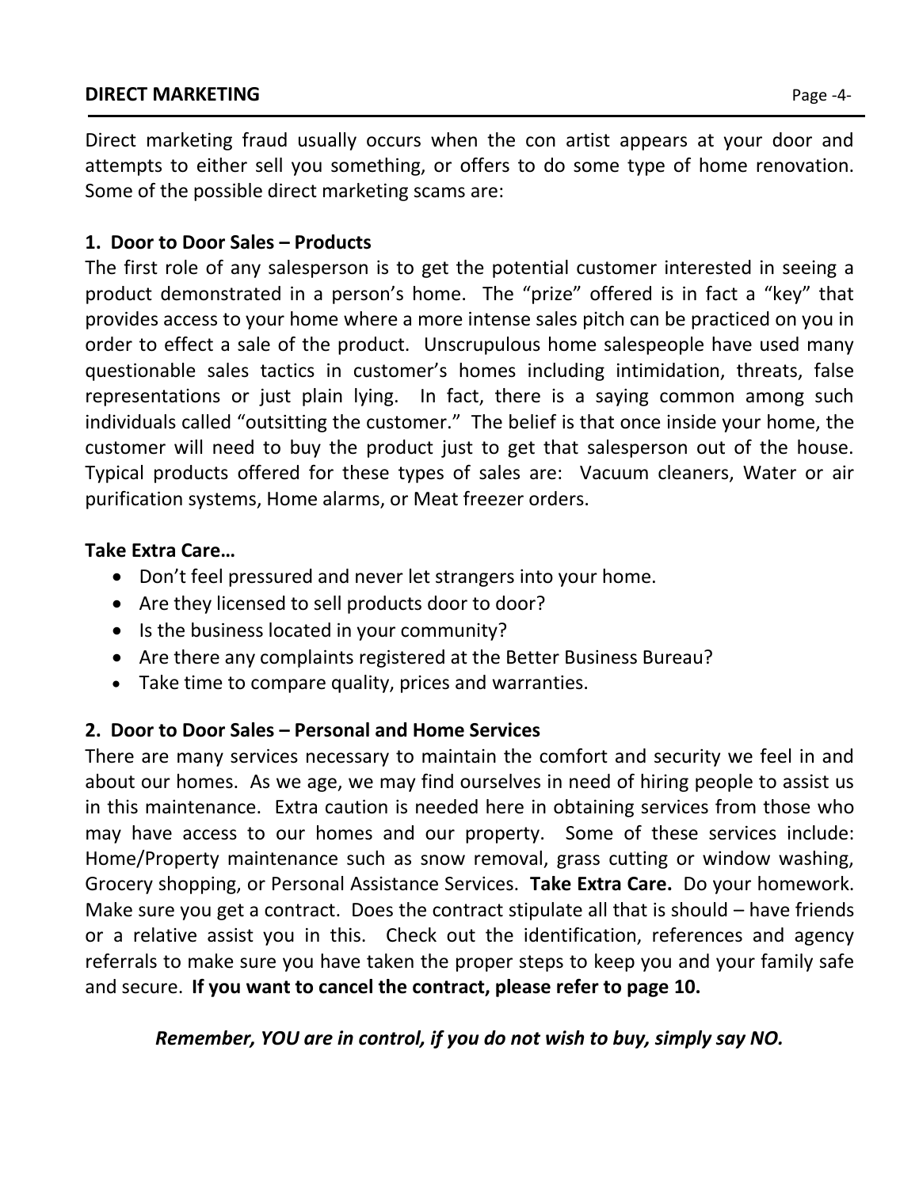## DIRECT MARKETING

Direct marketing fraud usually occurs when the con artist appears at your door and attempts to either sell you something, or offers to do some type of home renovation. Some of the possible direct marketing scams are:

### 1. Door to Door Sales – Products

The first role of any salesperson is to get the potential customer interested in seeing a product demonstrated in a person's home. The "prize" offered is in fact a "key" that provides access to your home where a more intense sales pitch can be practiced on you in order to effect a sale of the product. Unscrupulous home salespeople have used many questionable sales tactics in customer's homes including intimidation, threats, false representations or just plain lying. In fact, there is a saying common among such individuals called "outsitting the customer." The belief is that once inside your home, the customer will need to buy the product just to get that salesperson out of the house. Typical products offered for these types of sales are: Vacuum cleaners, Water or air purification systems, Home alarms, or Meat freezer orders.

**Take Extra Care…**

- Don't feel pressured and never let strangers into your home.
- Are they licensed to sell products door to door?
- Is the business located in your community?
- Are there any complaints registered at the Better Business Bureau?
- Take time to compare quality, prices and warranties.

### 2. Door to Door Sales – Personal and Home Services

There are many services necessary to maintain the comfort and security we feel in and about our homes. As we age, we may find ourselves in need of hiring people to assist us in this maintenance. Extra caution is needed here in obtaining services from those who may have access to our homes and our property. Some of these services include: Home/Property maintenance such as snow removal, grass cutting or window washing, Grocery shopping, or Personal Assistance Services. **Take Extra Care.** Do your homework. Make sure you get a contract. Does the contract stipulate all that is should – have friends or a relative assist you in this. Check out the identification, references and agency referrals to make sure you have taken the proper steps to keep you and your family safe and secure. **If you want to cancel the contract, please refer to page 10.**

***Remember, YOU are in control, if you do not wish to buy, simply say NO.***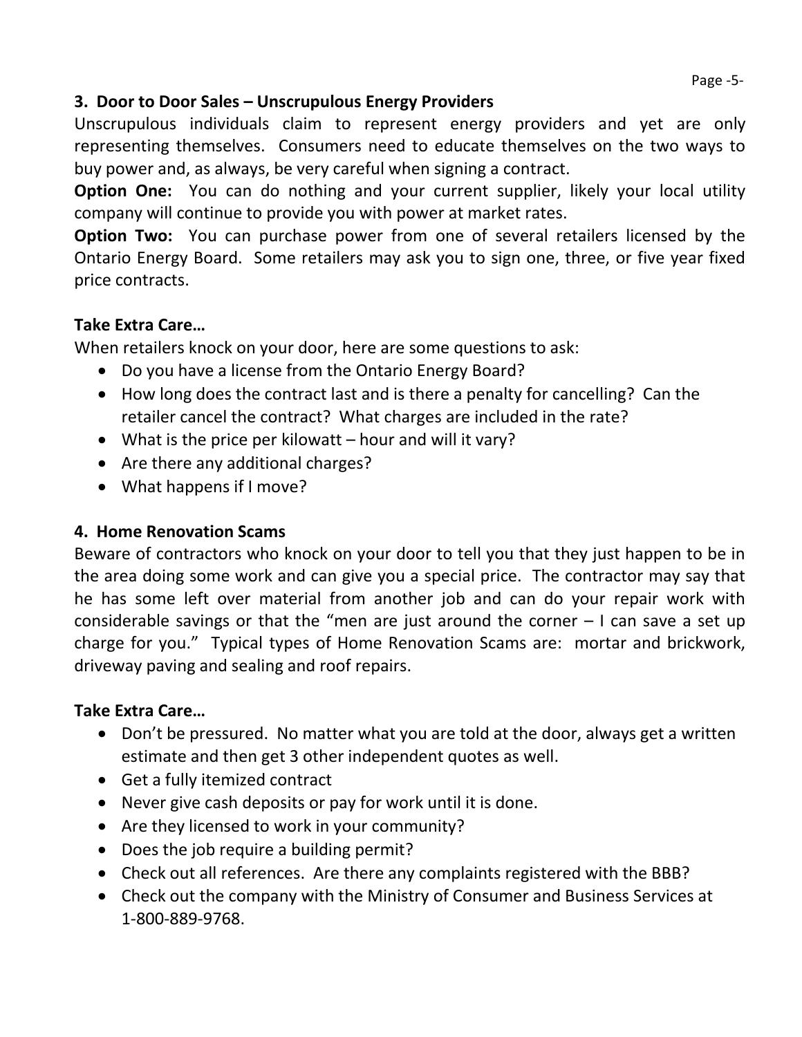### 3. Door to Door Sales – Unscrupulous Energy Providers

Unscrupulous individuals claim to represent energy providers and yet are only representing themselves. Consumers need to educate themselves on the two ways to buy power and, as always, be very careful when signing a contract.

**Option One:** You can do nothing and your current supplier, likely your local utility company will continue to provide you with power at market rates.

**Option Two:** You can purchase power from one of several retailers licensed by the Ontario Energy Board. Some retailers may ask you to sign one, three, or five year fixed price contracts.

**Take Extra Care…**

When retailers knock on your door, here are some questions to ask:

- Do you have a license from the Ontario Energy Board?
- How long does the contract last and is there a penalty for cancelling? Can the retailer cancel the contract? What charges are included in the rate?
- What is the price per kilowatt – hour and will it vary?
- Are there any additional charges?
- What happens if I move?

### 4. Home Renovation Scams

Beware of contractors who knock on your door to tell you that they just happen to be in the area doing some work and can give you a special price. The contractor may say that he has some left over material from another job and can do your repair work with considerable savings or that the "men are just around the corner – I can save a set up charge for you." Typical types of Home Renovation Scams are: mortar and brickwork, driveway paving and sealing and roof repairs.

**Take Extra Care…**

- Don't be pressured. No matter what you are told at the door, always get a written estimate and then get 3 other independent quotes as well.
- Get a fully itemized contract
- Never give cash deposits or pay for work until it is done.
- Are they licensed to work in your community?
- Does the job require a building permit?
- Check out all references. Are there any complaints registered with the BBB?
- Check out the company with the Ministry of Consumer and Business Services at 1-800-889-9768.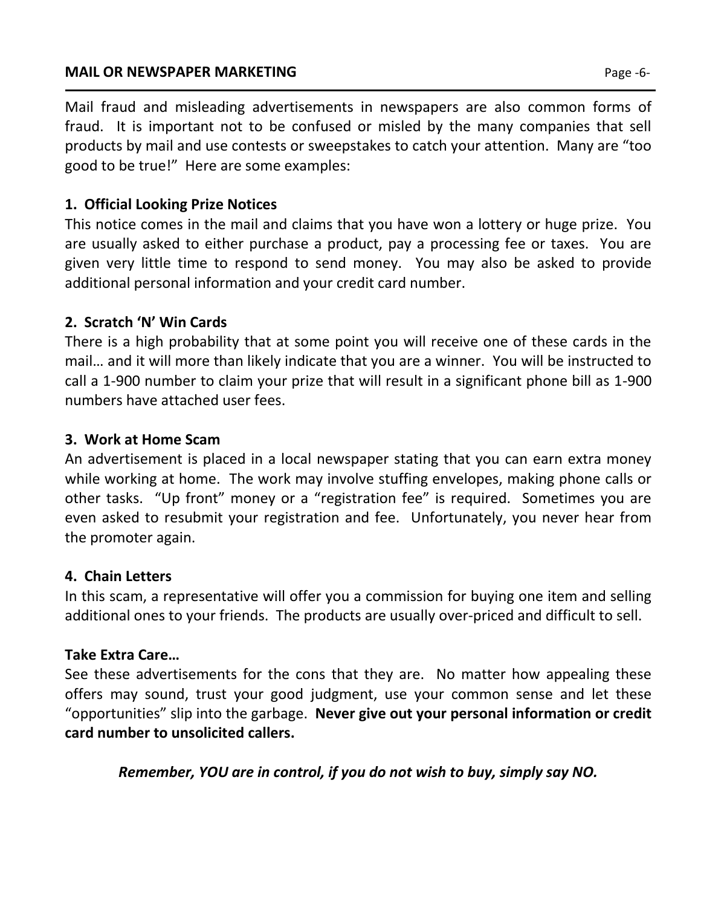## MAIL OR NEWSPAPER MARKETING

Mail fraud and misleading advertisements in newspapers are also common forms of fraud. It is important not to be confused or misled by the many companies that sell products by mail and use contests or sweepstakes to catch your attention. Many are "too good to be true!" Here are some examples:

**1. Official Looking Prize Notices**
This notice comes in the mail and claims that you have won a lottery or huge prize. You are usually asked to either purchase a product, pay a processing fee or taxes. You are given very little time to respond to send money. You may also be asked to provide additional personal information and your credit card number.

**2. Scratch 'N' Win Cards**
There is a high probability that at some point you will receive one of these cards in the mail… and it will more than likely indicate that you are a winner. You will be instructed to call a 1-900 number to claim your prize that will result in a significant phone bill as 1-900 numbers have attached user fees.

**3. Work at Home Scam**
An advertisement is placed in a local newspaper stating that you can earn extra money while working at home. The work may involve stuffing envelopes, making phone calls or other tasks. "Up front" money or a "registration fee" is required. Sometimes you are even asked to resubmit your registration and fee. Unfortunately, you never hear from the promoter again.

**4. Chain Letters**
In this scam, a representative will offer you a commission for buying one item and selling additional ones to your friends. The products are usually over-priced and difficult to sell.

**Take Extra Care…**
See these advertisements for the cons that they are. No matter how appealing these offers may sound, trust your good judgment, use your common sense and let these "opportunities" slip into the garbage. **Never give out your personal information or credit card number to unsolicited callers.**

***Remember, YOU are in control, if you do not wish to buy, simply say NO.***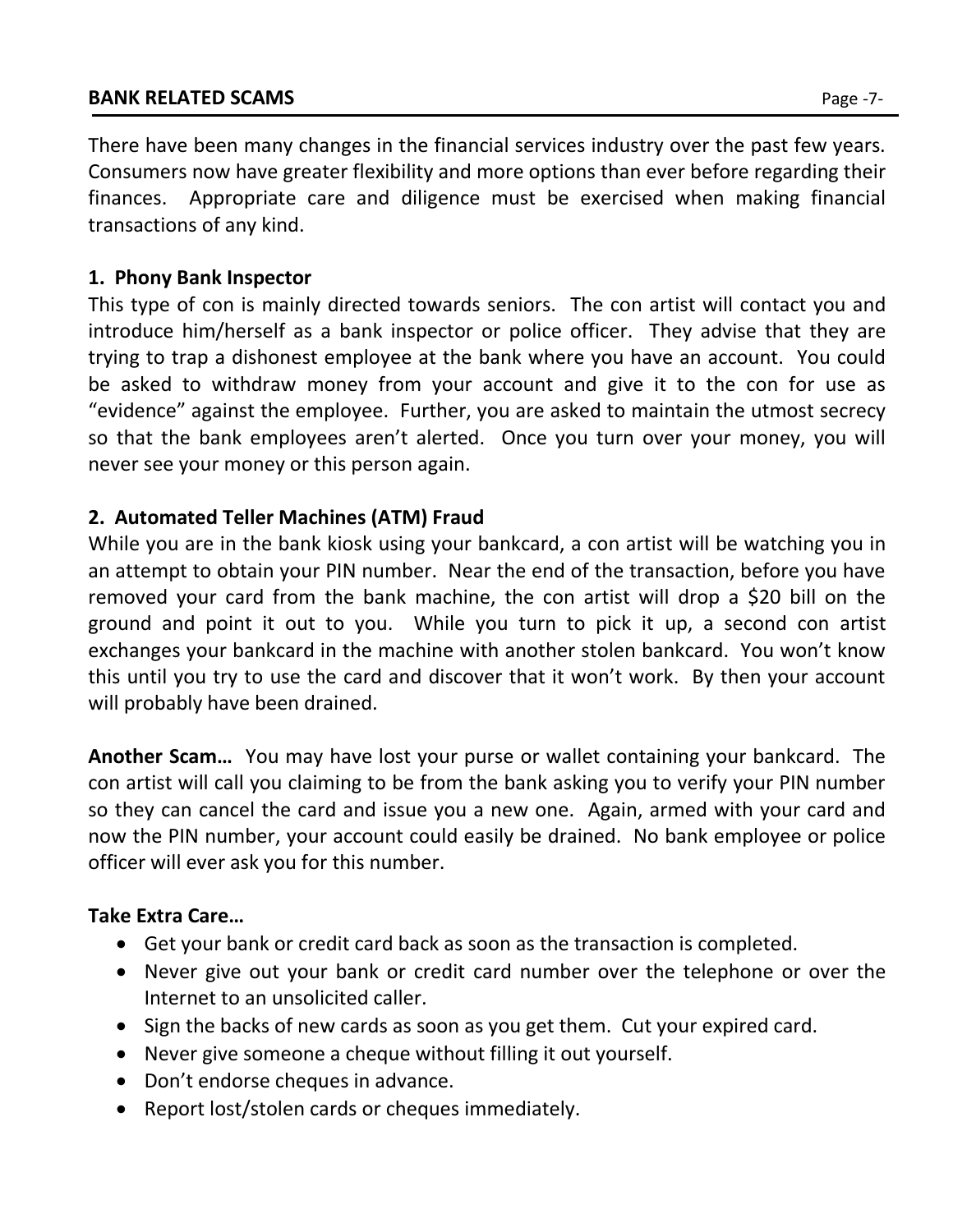## BANK RELATED SCAMS

There have been many changes in the financial services industry over the past few years. Consumers now have greater flexibility and more options than ever before regarding their finances. Appropriate care and diligence must be exercised when making financial transactions of any kind.

### 1. Phony Bank Inspector

This type of con is mainly directed towards seniors. The con artist will contact you and introduce him/herself as a bank inspector or police officer. They advise that they are trying to trap a dishonest employee at the bank where you have an account. You could be asked to withdraw money from your account and give it to the con for use as "evidence" against the employee. Further, you are asked to maintain the utmost secrecy so that the bank employees aren't alerted. Once you turn over your money, you will never see your money or this person again.

### 2. Automated Teller Machines (ATM) Fraud

While you are in the bank kiosk using your bankcard, a con artist will be watching you in an attempt to obtain your PIN number. Near the end of the transaction, before you have removed your card from the bank machine, the con artist will drop a $20 bill on the ground and point it out to you. While you turn to pick it up, a second con artist exchanges your bankcard in the machine with another stolen bankcard. You won't know this until you try to use the card and discover that it won't work. By then your account will probably have been drained.

**Another Scam…** You may have lost your purse or wallet containing your bankcard. The con artist will call you claiming to be from the bank asking you to verify your PIN number so they can cancel the card and issue you a new one. Again, armed with your card and now the PIN number, your account could easily be drained. No bank employee or police officer will ever ask you for this number.

**Take Extra Care…**

- Get your bank or credit card back as soon as the transaction is completed.
- Never give out your bank or credit card number over the telephone or over the Internet to an unsolicited caller.
- Sign the backs of new cards as soon as you get them. Cut your expired card.
- Never give someone a cheque without filling it out yourself.
- Don't endorse cheques in advance.
- Report lost/stolen cards or cheques immediately.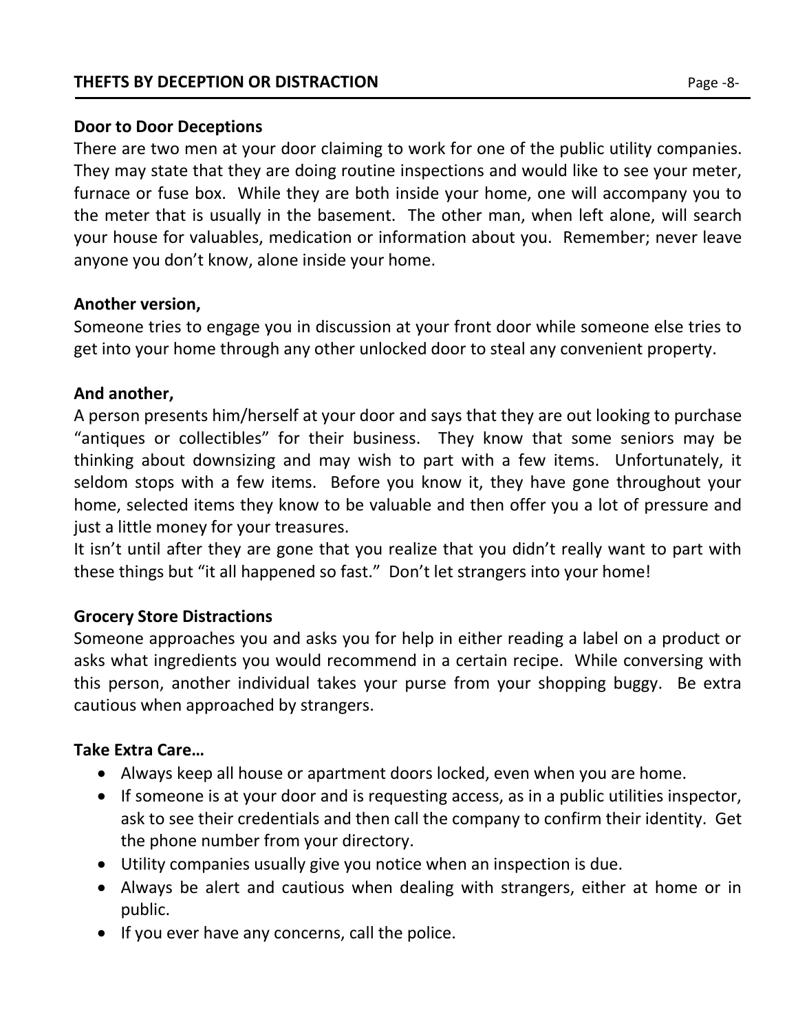## THEFTS BY DECEPTION OR DISTRACTION

**Door to Door Deceptions**

There are two men at your door claiming to work for one of the public utility companies. They may state that they are doing routine inspections and would like to see your meter, furnace or fuse box. While they are both inside your home, one will accompany you to the meter that is usually in the basement. The other man, when left alone, will search your house for valuables, medication or information about you. Remember; never leave anyone you don't know, alone inside your home.

**Another version,**

Someone tries to engage you in discussion at your front door while someone else tries to get into your home through any other unlocked door to steal any convenient property.

**And another,**

A person presents him/herself at your door and says that they are out looking to purchase "antiques or collectibles" for their business. They know that some seniors may be thinking about downsizing and may wish to part with a few items. Unfortunately, it seldom stops with a few items. Before you know it, they have gone throughout your home, selected items they know to be valuable and then offer you a lot of pressure and just a little money for your treasures.

It isn't until after they are gone that you realize that you didn't really want to part with these things but "it all happened so fast." Don't let strangers into your home!

**Grocery Store Distractions**

Someone approaches you and asks you for help in either reading a label on a product or asks what ingredients you would recommend in a certain recipe. While conversing with this person, another individual takes your purse from your shopping buggy. Be extra cautious when approached by strangers.

**Take Extra Care…**

- Always keep all house or apartment doors locked, even when you are home.
- If someone is at your door and is requesting access, as in a public utilities inspector, ask to see their credentials and then call the company to confirm their identity. Get the phone number from your directory.
- Utility companies usually give you notice when an inspection is due.
- Always be alert and cautious when dealing with strangers, either at home or in public.
- If you ever have any concerns, call the police.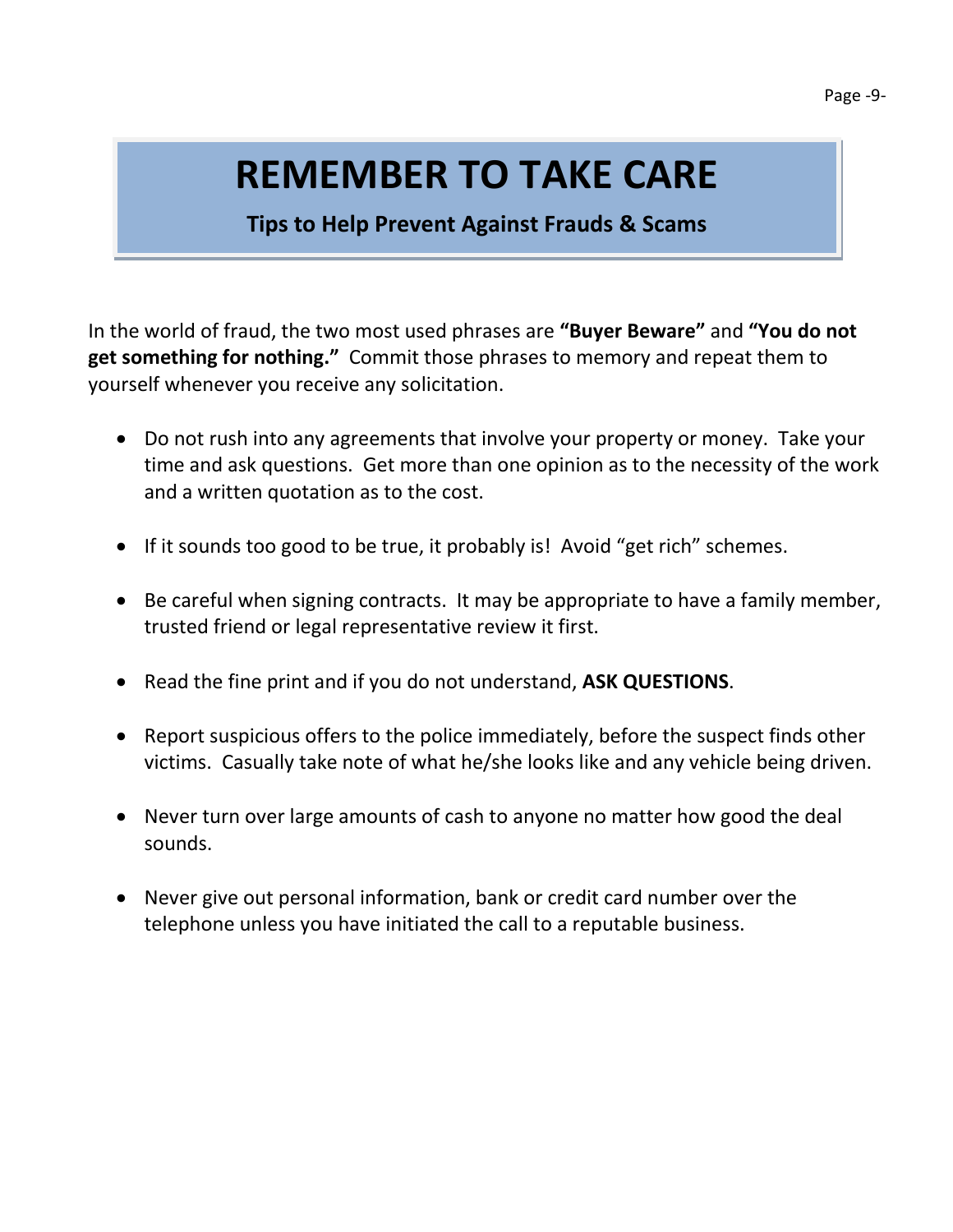# REMEMBER TO TAKE CARE

**Tips to Help Prevent Against Frauds & Scams**

In the world of fraud, the two most used phrases are **"Buyer Beware"** and **"You do not get something for nothing."** Commit those phrases to memory and repeat them to yourself whenever you receive any solicitation.

- Do not rush into any agreements that involve your property or money. Take your time and ask questions. Get more than one opinion as to the necessity of the work and a written quotation as to the cost.
- If it sounds too good to be true, it probably is! Avoid "get rich" schemes.
- Be careful when signing contracts. It may be appropriate to have a family member, trusted friend or legal representative review it first.
- Read the fine print and if you do not understand, **ASK QUESTIONS**.
- Report suspicious offers to the police immediately, before the suspect finds other victims. Casually take note of what he/she looks like and any vehicle being driven.
- Never turn over large amounts of cash to anyone no matter how good the deal sounds.
- Never give out personal information, bank or credit card number over the telephone unless you have initiated the call to a reputable business.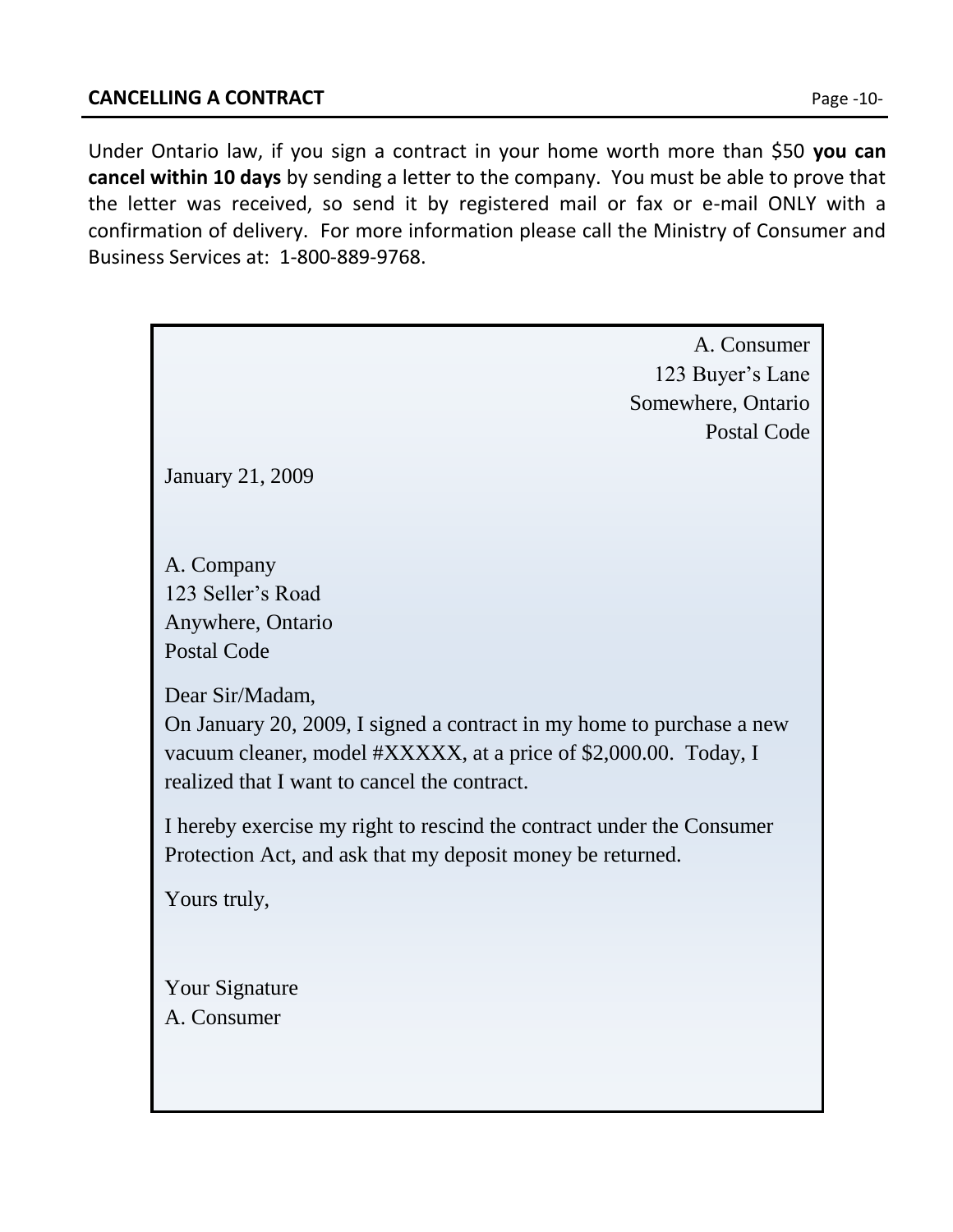## CANCELLING A CONTRACT

Under Ontario law, if you sign a contract in your home worth more than $50 **you can cancel within 10 days** by sending a letter to the company. You must be able to prove that the letter was received, so send it by registered mail or fax or e-mail ONLY with a confirmation of delivery. For more information please call the Ministry of Consumer and Business Services at: 1-800-889-9768.

---

A. Consumer
123 Buyer's Lane
Somewhere, Ontario
Postal Code

January 21, 2009

A. Company
123 Seller's Road
Anywhere, Ontario
Postal Code

Dear Sir/Madam,
On January 20, 2009, I signed a contract in my home to purchase a new vacuum cleaner, model #XXXXX, at a price of $2,000.00. Today, I realized that I want to cancel the contract.

I hereby exercise my right to rescind the contract under the Consumer Protection Act, and ask that my deposit money be returned.

Yours truly,

Your Signature
A. Consumer

---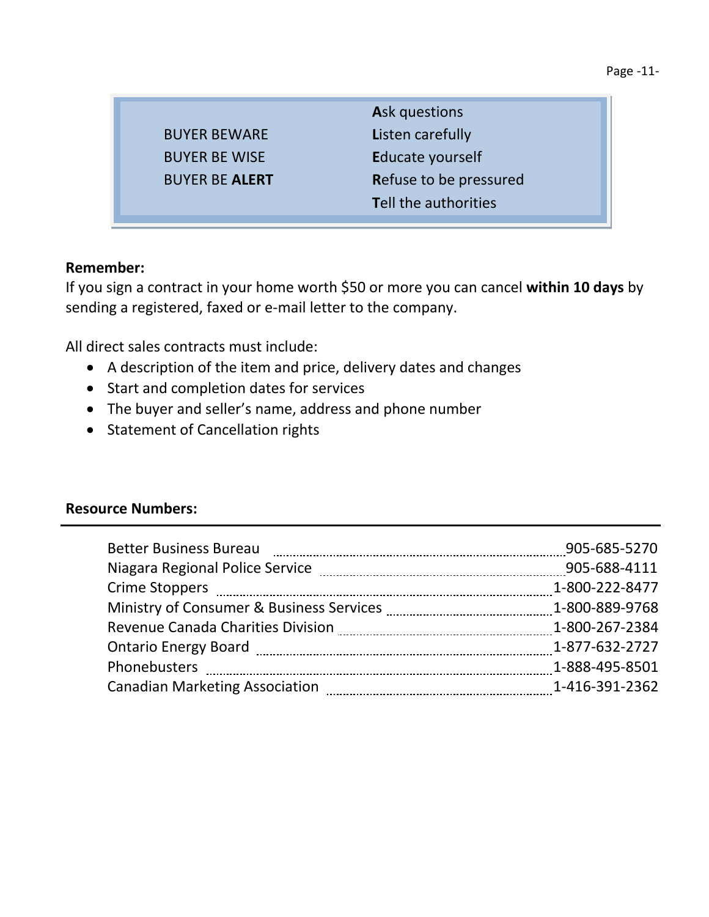| | |
|---|---|
| | **A**sk questions |
| BUYER BEWARE | **L**isten carefully |
| BUYER BE WISE | **E**ducate yourself |
| BUYER BE **ALERT** | **R**efuse to be pressured |
| | **T**ell the authorities |

**Remember:**
If you sign a contract in your home worth $50 or more you can cancel **within 10 days** by sending a registered, faxed or e-mail letter to the company.

All direct sales contracts must include:

- A description of the item and price, delivery dates and changes
- Start and completion dates for services
- The buyer and seller's name, address and phone number
- Statement of Cancellation rights

**Resource Numbers:**

| | |
|---|---|
| Better Business Bureau | 905-685-5270 |
| Niagara Regional Police Service | 905-688-4111 |
| Crime Stoppers | 1-800-222-8477 |
| Ministry of Consumer & Business Services | 1-800-889-9768 |
| Revenue Canada Charities Division | 1-800-267-2384 |
| Ontario Energy Board | 1-877-632-2727 |
| Phonebusters | 1-888-495-8501 |
| Canadian Marketing Association | 1-416-391-2362 |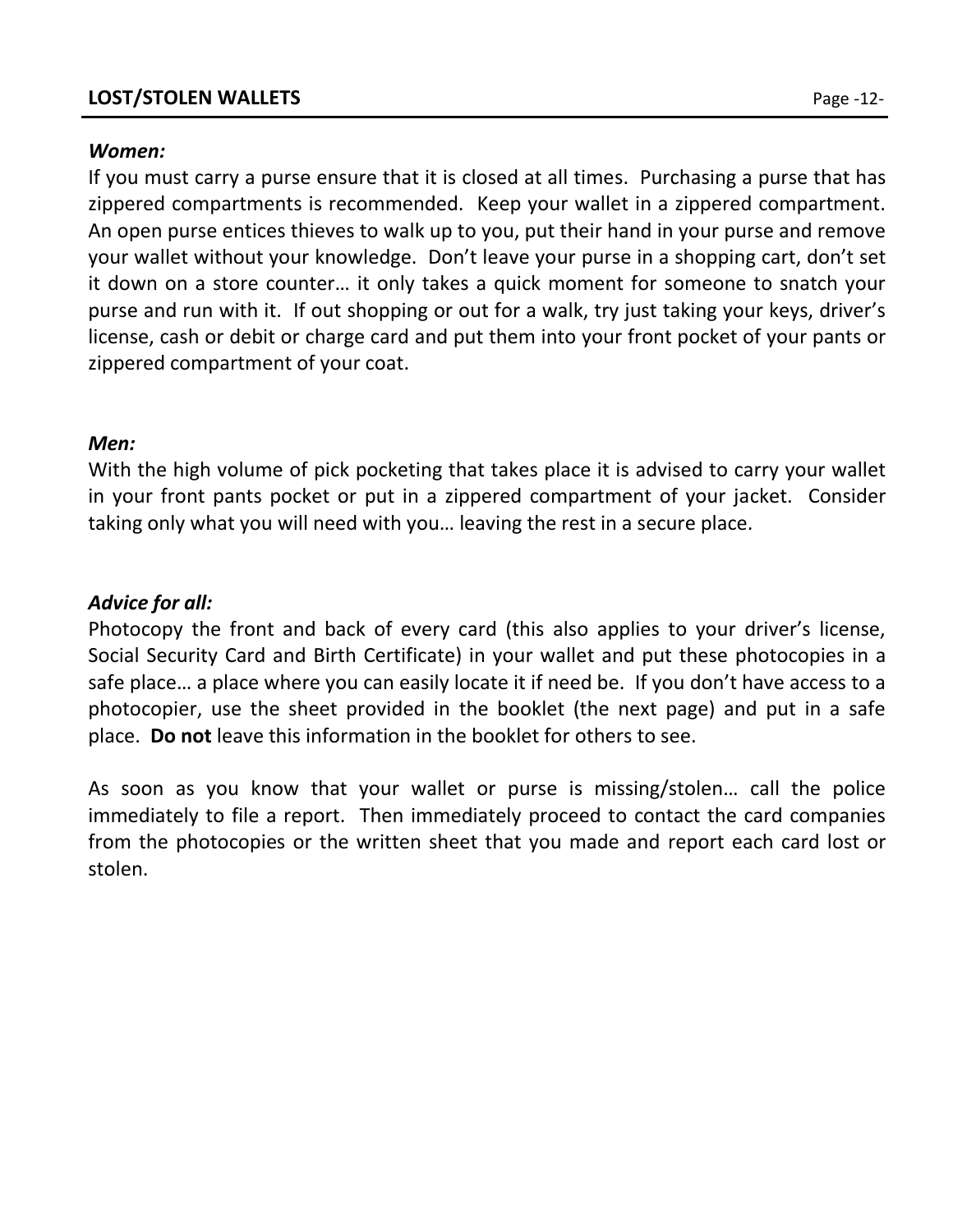## LOST/STOLEN WALLETS

***Women:***

If you must carry a purse ensure that it is closed at all times. Purchasing a purse that has zippered compartments is recommended. Keep your wallet in a zippered compartment. An open purse entices thieves to walk up to you, put their hand in your purse and remove your wallet without your knowledge. Don't leave your purse in a shopping cart, don't set it down on a store counter… it only takes a quick moment for someone to snatch your purse and run with it. If out shopping or out for a walk, try just taking your keys, driver's license, cash or debit or charge card and put them into your front pocket of your pants or zippered compartment of your coat.

***Men:***

With the high volume of pick pocketing that takes place it is advised to carry your wallet in your front pants pocket or put in a zippered compartment of your jacket. Consider taking only what you will need with you… leaving the rest in a secure place.

***Advice for all:***

Photocopy the front and back of every card (this also applies to your driver's license, Social Security Card and Birth Certificate) in your wallet and put these photocopies in a safe place… a place where you can easily locate it if need be. If you don't have access to a photocopier, use the sheet provided in the booklet (the next page) and put in a safe place. **Do not** leave this information in the booklet for others to see.

As soon as you know that your wallet or purse is missing/stolen… call the police immediately to file a report. Then immediately proceed to contact the card companies from the photocopies or the written sheet that you made and report each card lost or stolen.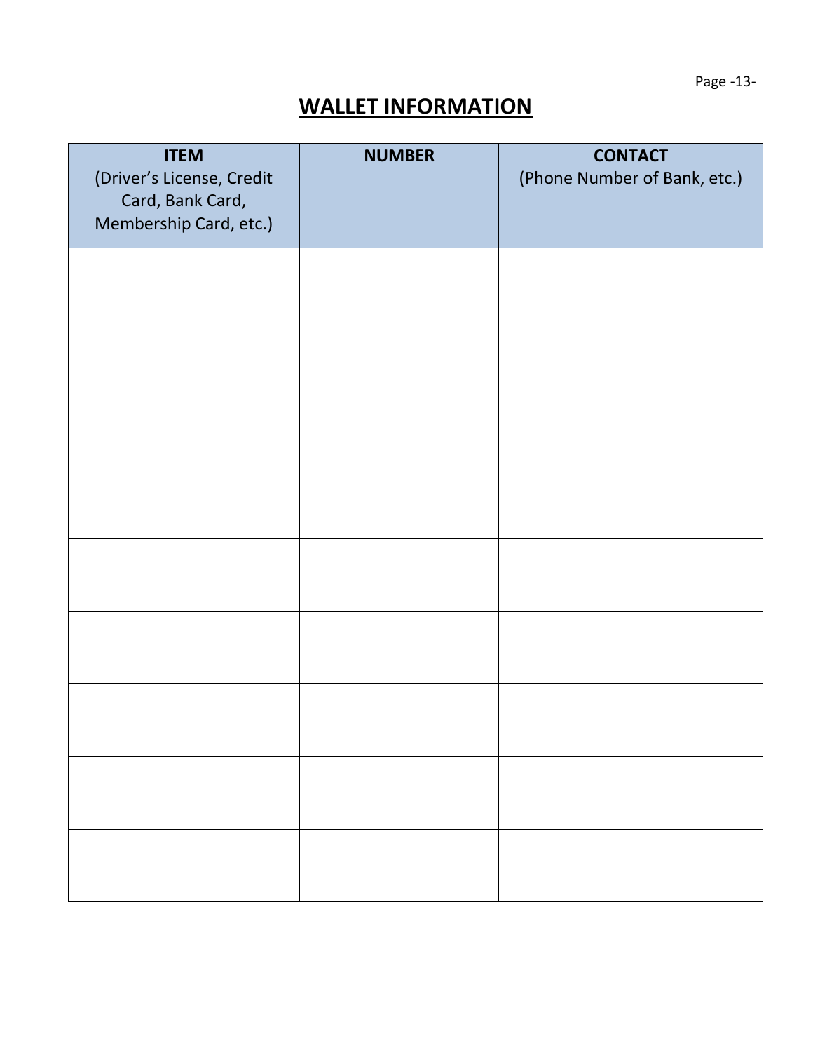## WALLET INFORMATION

| ITEM (Driver's License, Credit Card, Bank Card, Membership Card, etc.) | NUMBER | CONTACT (Phone Number of Bank, etc.) |
|---|---|---|
| | | |
| | | |
| | | |
| | | |
| | | |
| | | |
| | | |
| | | |
| | | |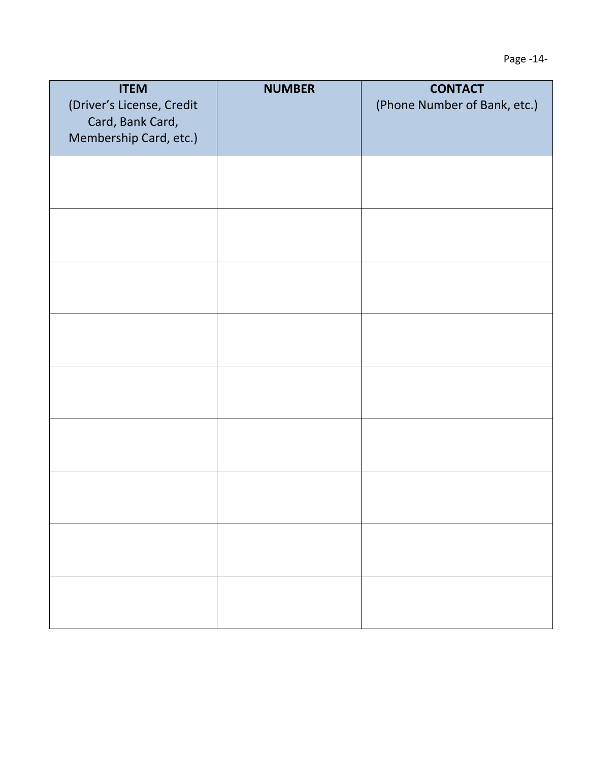| ITEM (Driver's License, Credit Card, Bank Card, Membership Card, etc.) | NUMBER | CONTACT (Phone Number of Bank, etc.) |
|---|---|---|
| | | |
| | | |
| | | |
| | | |
| | | |
| | | |
| | | |
| | | |
| | | |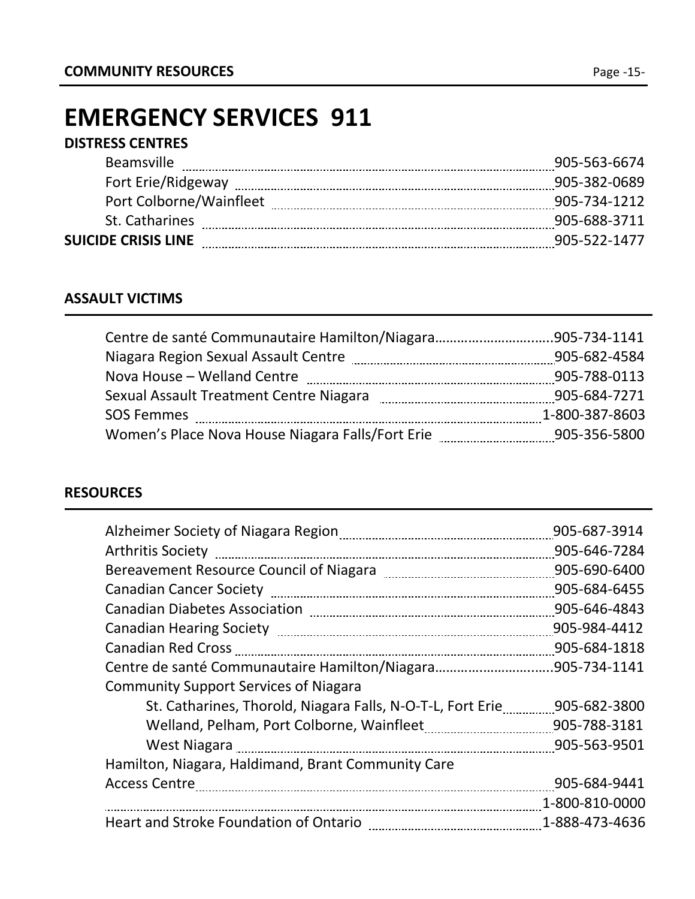# EMERGENCY SERVICES 911

**DISTRESS CENTRES**

| | |
|---|---|
| Beamsville | 905-563-6674 |
| Fort Erie/Ridgeway | 905-382-0689 |
| Port Colborne/Wainfleet | 905-734-1212 |
| St. Catharines | 905-688-3711 |
| **SUICIDE CRISIS LINE** | 905-522-1477 |

## ASSAULT VICTIMS

| | |
|---|---|
| Centre de santé Communautaire Hamilton/Niagara | 905-734-1141 |
| Niagara Region Sexual Assault Centre | 905-682-4584 |
| Nova House – Welland Centre | 905-788-0113 |
| Sexual Assault Treatment Centre Niagara | 905-684-7271 |
| SOS Femmes | 1-800-387-8603 |
| Women's Place Nova House Niagara Falls/Fort Erie | 905-356-5800 |

## RESOURCES

| | |
|---|---|
| Alzheimer Society of Niagara Region | 905-687-3914 |
| Arthritis Society | 905-646-7284 |
| Bereavement Resource Council of Niagara | 905-690-6400 |
| Canadian Cancer Society | 905-684-6455 |
| Canadian Diabetes Association | 905-646-4843 |
| Canadian Hearing Society | 905-984-4412 |
| Canadian Red Cross | 905-684-1818 |
| Centre de santé Communautaire Hamilton/Niagara | 905-734-1141 |
| Community Support Services of Niagara | |
| St. Catharines, Thorold, Niagara Falls, N-O-T-L, Fort Erie | 905-682-3800 |
| Welland, Pelham, Port Colborne, Wainfleet | 905-788-3181 |
| West Niagara | 905-563-9501 |
| Hamilton, Niagara, Haldimand, Brant Community Care Access Centre | 905-684-9441 |
| | 1-800-810-0000 |
| Heart and Stroke Foundation of Ontario | 1-888-473-4636 |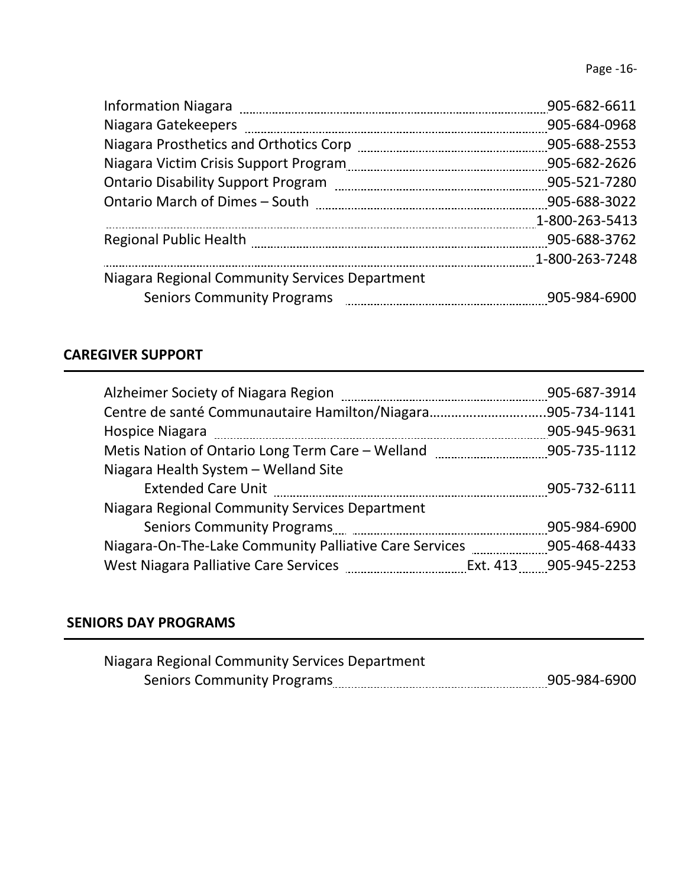| | |
|---|---|
| Information Niagara | 905-682-6611 |
| Niagara Gatekeepers | 905-684-0968 |
| Niagara Prosthetics and Orthotics Corp | 905-688-2553 |
| Niagara Victim Crisis Support Program | 905-682-2626 |
| Ontario Disability Support Program | 905-521-7280 |
| Ontario March of Dimes – South | 905-688-3022 |
| | 1-800-263-5413 |
| Regional Public Health | 905-688-3762 |
| | 1-800-263-7248 |
| Niagara Regional Community Services Department | |
| Seniors Community Programs | 905-984-6900 |

## CAREGIVER SUPPORT

| | |
|---|---|
| Alzheimer Society of Niagara Region | 905-687-3914 |
| Centre de santé Communautaire Hamilton/Niagara | 905-734-1141 |
| Hospice Niagara | 905-945-9631 |
| Metis Nation of Ontario Long Term Care – Welland | 905-735-1112 |
| Niagara Health System – Welland Site | |
| Extended Care Unit | 905-732-6111 |
| Niagara Regional Community Services Department | |
| Seniors Community Programs | 905-984-6900 |
| Niagara-On-The-Lake Community Palliative Care Services | 905-468-4433 |
| West Niagara Palliative Care Services Ext. 413 | 905-945-2253 |

## SENIORS DAY PROGRAMS

| | |
|---|---|
| Niagara Regional Community Services Department | |
| Seniors Community Programs | 905-984-6900 |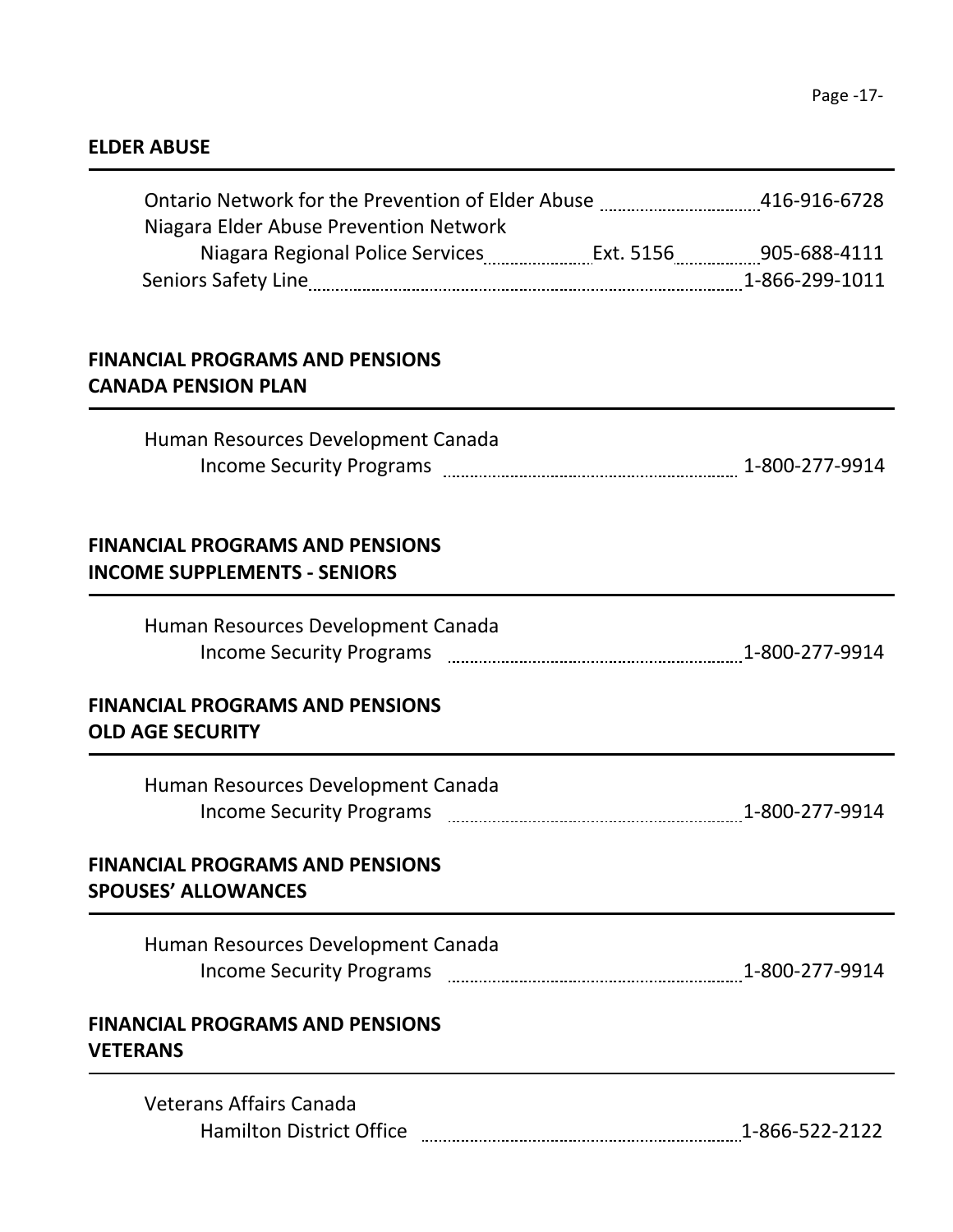## ELDER ABUSE

Ontario Network for the Prevention of Elder Abuse ........ 416-916-6728
Niagara Elder Abuse Prevention Network
    Niagara Regional Police Services ........ Ext. 5156 ........ 905-688-4111
Seniors Safety Line ........ 1-866-299-1011

## FINANCIAL PROGRAMS AND PENSIONS
## CANADA PENSION PLAN

Human Resources Development Canada
    Income Security Programs ........ 1-800-277-9914

## FINANCIAL PROGRAMS AND PENSIONS
## INCOME SUPPLEMENTS - SENIORS

Human Resources Development Canada
    Income Security Programs ........ 1-800-277-9914

## FINANCIAL PROGRAMS AND PENSIONS
## OLD AGE SECURITY

Human Resources Development Canada
    Income Security Programs ........ 1-800-277-9914

## FINANCIAL PROGRAMS AND PENSIONS
## SPOUSES' ALLOWANCES

Human Resources Development Canada
    Income Security Programs ........ 1-800-277-9914

## FINANCIAL PROGRAMS AND PENSIONS
## VETERANS

Veterans Affairs Canada
    Hamilton District Office ........ 1-866-522-2122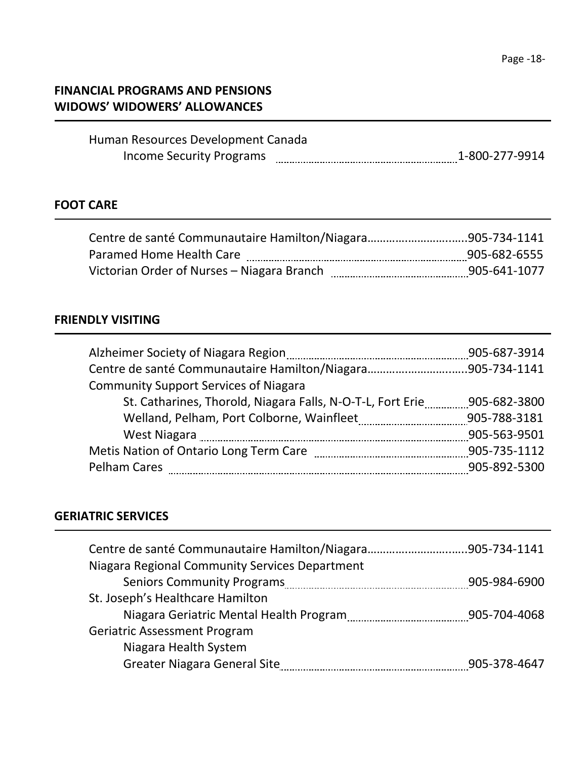## FINANCIAL PROGRAMS AND PENSIONS
## WIDOWS' WIDOWERS' ALLOWANCES

Human Resources Development Canada
- Income Security Programs ........ 1-800-277-9914

## FOOT CARE

- Centre de santé Communautaire Hamilton/Niagara........ 905-734-1141
- Paramed Home Health Care ........ 905-682-6555
- Victorian Order of Nurses – Niagara Branch ........ 905-641-1077

## FRIENDLY VISITING

- Alzheimer Society of Niagara Region ........ 905-687-3914
- Centre de santé Communautaire Hamilton/Niagara........ 905-734-1141
- Community Support Services of Niagara
  - St. Catharines, Thorold, Niagara Falls, N-O-T-L, Fort Erie ........ 905-682-3800
  - Welland, Pelham, Port Colborne, Wainfleet ........ 905-788-3181
  - West Niagara ........ 905-563-9501
- Metis Nation of Ontario Long Term Care ........ 905-735-1112
- Pelham Cares ........ 905-892-5300

## GERIATRIC SERVICES

- Centre de santé Communautaire Hamilton/Niagara........ 905-734-1141
- Niagara Regional Community Services Department
  - Seniors Community Programs ........ 905-984-6900
- St. Joseph's Healthcare Hamilton
  - Niagara Geriatric Mental Health Program ........ 905-704-4068
- Geriatric Assessment Program
  - Niagara Health System
  - Greater Niagara General Site ........ 905-378-4647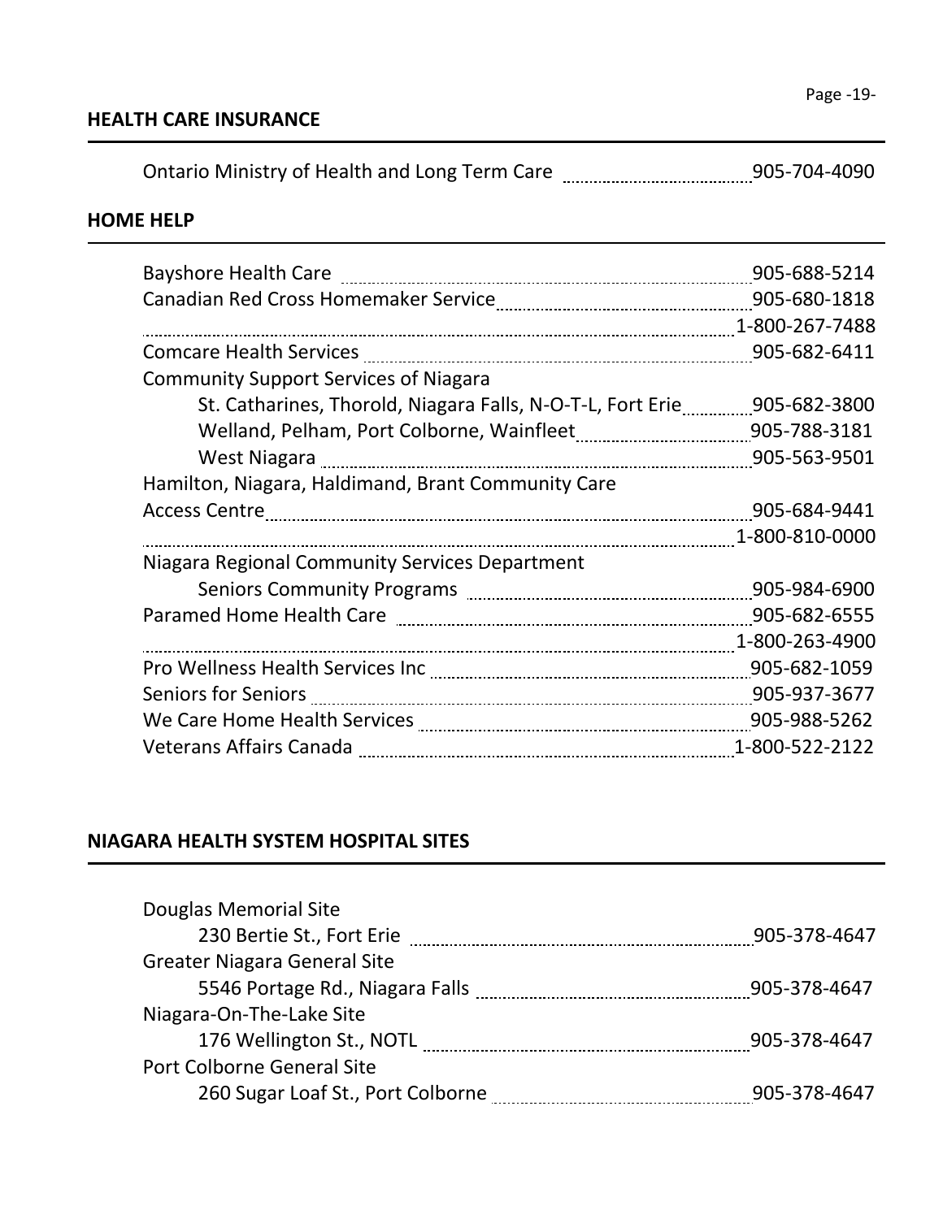## HEALTH CARE INSURANCE

| | |
|---|---|
| Ontario Ministry of Health and Long Term Care | 905-704-4090 |

## HOME HELP

| | |
|---|---|
| Bayshore Health Care | 905-688-5214 |
| Canadian Red Cross Homemaker Service | 905-680-1818 |
| | 1-800-267-7488 |
| Comcare Health Services | 905-682-6411 |
| Community Support Services of Niagara | |
| St. Catharines, Thorold, Niagara Falls, N-O-T-L, Fort Erie | 905-682-3800 |
| Welland, Pelham, Port Colborne, Wainfleet | 905-788-3181 |
| West Niagara | 905-563-9501 |
| Hamilton, Niagara, Haldimand, Brant Community Care Access Centre | 905-684-9441 |
| | 1-800-810-0000 |
| Niagara Regional Community Services Department | |
| Seniors Community Programs | 905-984-6900 |
| Paramed Home Health Care | 905-682-6555 |
| | 1-800-263-4900 |
| Pro Wellness Health Services Inc | 905-682-1059 |
| Seniors for Seniors | 905-937-3677 |
| We Care Home Health Services | 905-988-5262 |
| Veterans Affairs Canada | 1-800-522-2122 |

## NIAGARA HEALTH SYSTEM HOSPITAL SITES

| | |
|---|---|
| Douglas Memorial Site | |
| 230 Bertie St., Fort Erie | 905-378-4647 |
| Greater Niagara General Site | |
| 5546 Portage Rd., Niagara Falls | 905-378-4647 |
| Niagara-On-The-Lake Site | |
| 176 Wellington St., NOTL | 905-378-4647 |
| Port Colborne General Site | |
| 260 Sugar Loaf St., Port Colborne | 905-378-4647 |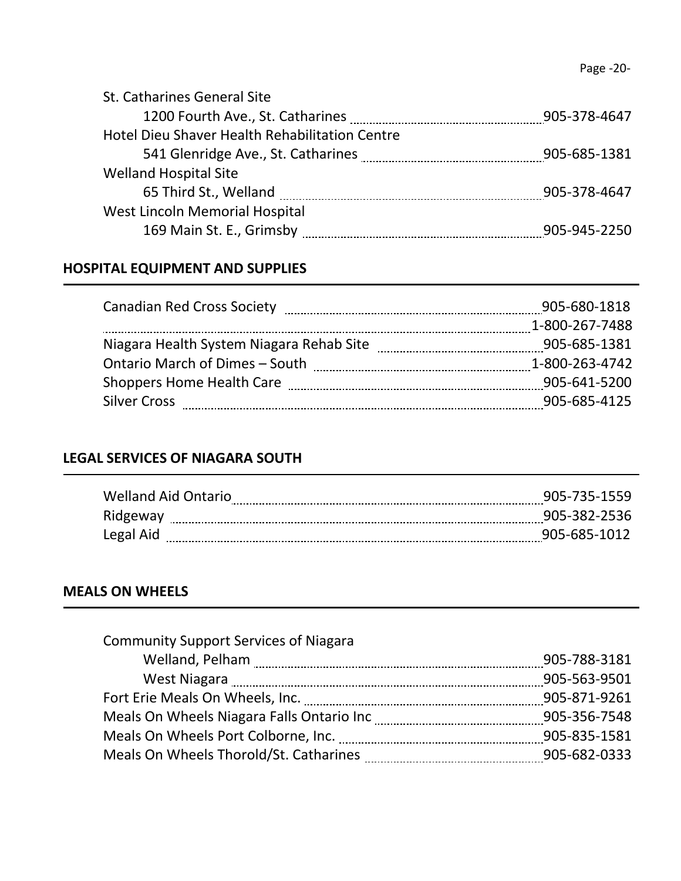St. Catharines General Site
- 1200 Fourth Ave., St. Catharines ........ 905-378-4647

Hotel Dieu Shaver Health Rehabilitation Centre
- 541 Glenridge Ave., St. Catharines ........ 905-685-1381

Welland Hospital Site
- 65 Third St., Welland ........ 905-378-4647

West Lincoln Memorial Hospital
- 169 Main St. E., Grimsby ........ 905-945-2250

## HOSPITAL EQUIPMENT AND SUPPLIES

Canadian Red Cross Society ........ 905-680-1818
........ 1-800-267-7488
Niagara Health System Niagara Rehab Site ........ 905-685-1381
Ontario March of Dimes – South ........ 1-800-263-4742
Shoppers Home Health Care ........ 905-641-5200
Silver Cross ........ 905-685-4125

## LEGAL SERVICES OF NIAGARA SOUTH

Welland Aid Ontario ........ 905-735-1559
Ridgeway ........ 905-382-2536
Legal Aid ........ 905-685-1012

## MEALS ON WHEELS

Community Support Services of Niagara
- Welland, Pelham ........ 905-788-3181
- West Niagara ........ 905-563-9501

Fort Erie Meals On Wheels, Inc. ........ 905-871-9261
Meals On Wheels Niagara Falls Ontario Inc ........ 905-356-7548
Meals On Wheels Port Colborne, Inc. ........ 905-835-1581
Meals On Wheels Thorold/St. Catharines ........ 905-682-0333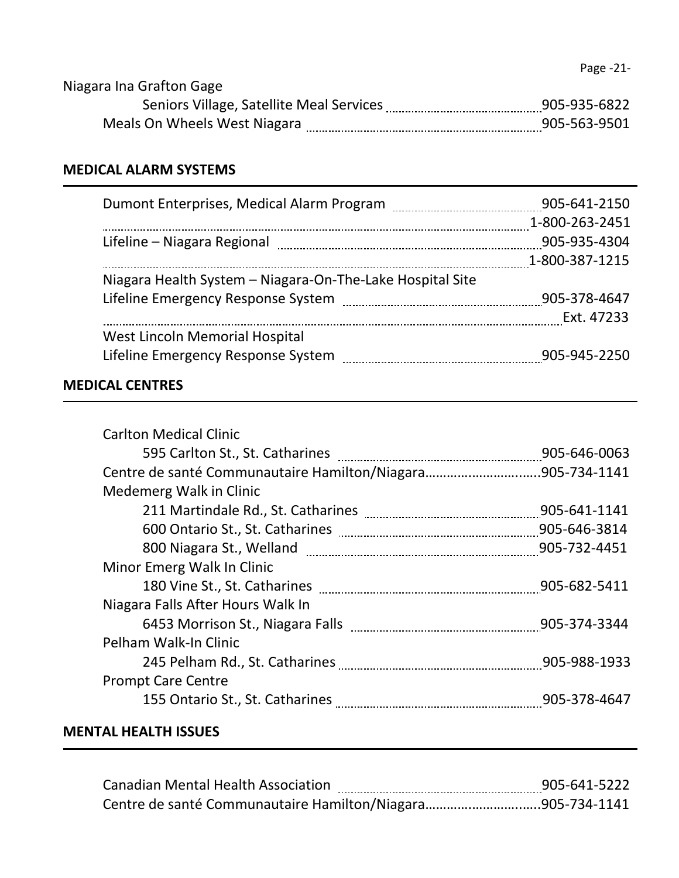Niagara Ina Grafton Gage

Seniors Village, Satellite Meal Services ........ 905-935-6822

Meals On Wheels West Niagara ........ 905-563-9501

## MEDICAL ALARM SYSTEMS

Dumont Enterprises, Medical Alarm Program ........ 905-641-2150
........ 1-800-263-2451

Lifeline – Niagara Regional ........ 905-935-4304
........ 1-800-387-1215

Niagara Health System – Niagara-On-The-Lake Hospital Site
Lifeline Emergency Response System ........ 905-378-4647
........ Ext. 47233

West Lincoln Memorial Hospital
Lifeline Emergency Response System ........ 905-945-2250

## MEDICAL CENTRES

Carlton Medical Clinic
595 Carlton St., St. Catharines ........ 905-646-0063

Centre de santé Communautaire Hamilton/Niagara........ 905-734-1141

Medemerg Walk in Clinic
211 Martindale Rd., St. Catharines ........ 905-641-1141
600 Ontario St., St. Catharines ........ 905-646-3814
800 Niagara St., Welland ........ 905-732-4451

Minor Emerg Walk In Clinic
180 Vine St., St. Catharines ........ 905-682-5411

Niagara Falls After Hours Walk In
6453 Morrison St., Niagara Falls ........ 905-374-3344

Pelham Walk-In Clinic
245 Pelham Rd., St. Catharines ........ 905-988-1933

Prompt Care Centre
155 Ontario St., St. Catharines ........ 905-378-4647

## MENTAL HEALTH ISSUES

Canadian Mental Health Association ........ 905-641-5222

Centre de santé Communautaire Hamilton/Niagara........ 905-734-1141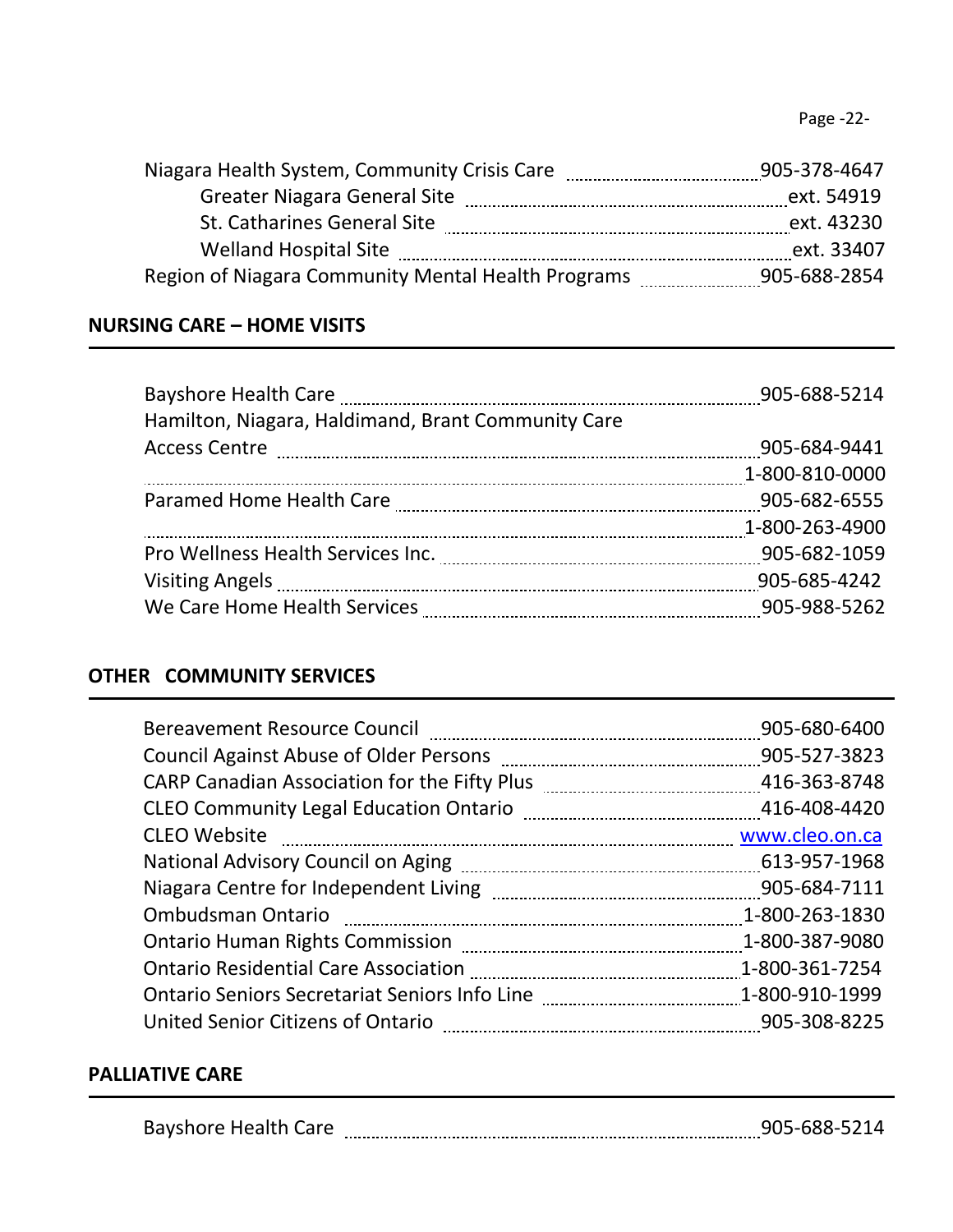| | |
|---|---|
| Niagara Health System, Community Crisis Care | 905-378-4647 |
| Greater Niagara General Site | ext. 54919 |
| St. Catharines General Site | ext. 43230 |
| Welland Hospital Site | ext. 33407 |
| Region of Niagara Community Mental Health Programs | 905-688-2854 |

## NURSING CARE – HOME VISITS

| | |
|---|---|
| Bayshore Health Care | 905-688-5214 |
| Hamilton, Niagara, Haldimand, Brant Community Care Access Centre | 905-684-9441 |
| | 1-800-810-0000 |
| Paramed Home Health Care | 905-682-6555 |
| | 1-800-263-4900 |
| Pro Wellness Health Services Inc. | 905-682-1059 |
| Visiting Angels | 905-685-4242 |
| We Care Home Health Services | 905-988-5262 |

## OTHER COMMUNITY SERVICES

| | |
|---|---|
| Bereavement Resource Council | 905-680-6400 |
| Council Against Abuse of Older Persons | 905-527-3823 |
| CARP Canadian Association for the Fifty Plus | 416-363-8748 |
| CLEO Community Legal Education Ontario | 416-408-4420 |
| CLEO Website | www.cleo.on.ca |
| National Advisory Council on Aging | 613-957-1968 |
| Niagara Centre for Independent Living | 905-684-7111 |
| Ombudsman Ontario | 1-800-263-1830 |
| Ontario Human Rights Commission | 1-800-387-9080 |
| Ontario Residential Care Association | 1-800-361-7254 |
| Ontario Seniors Secretariat Seniors Info Line | 1-800-910-1999 |
| United Senior Citizens of Ontario | 905-308-8225 |

## PALLIATIVE CARE

| | |
|---|---|
| Bayshore Health Care | 905-688-5214 |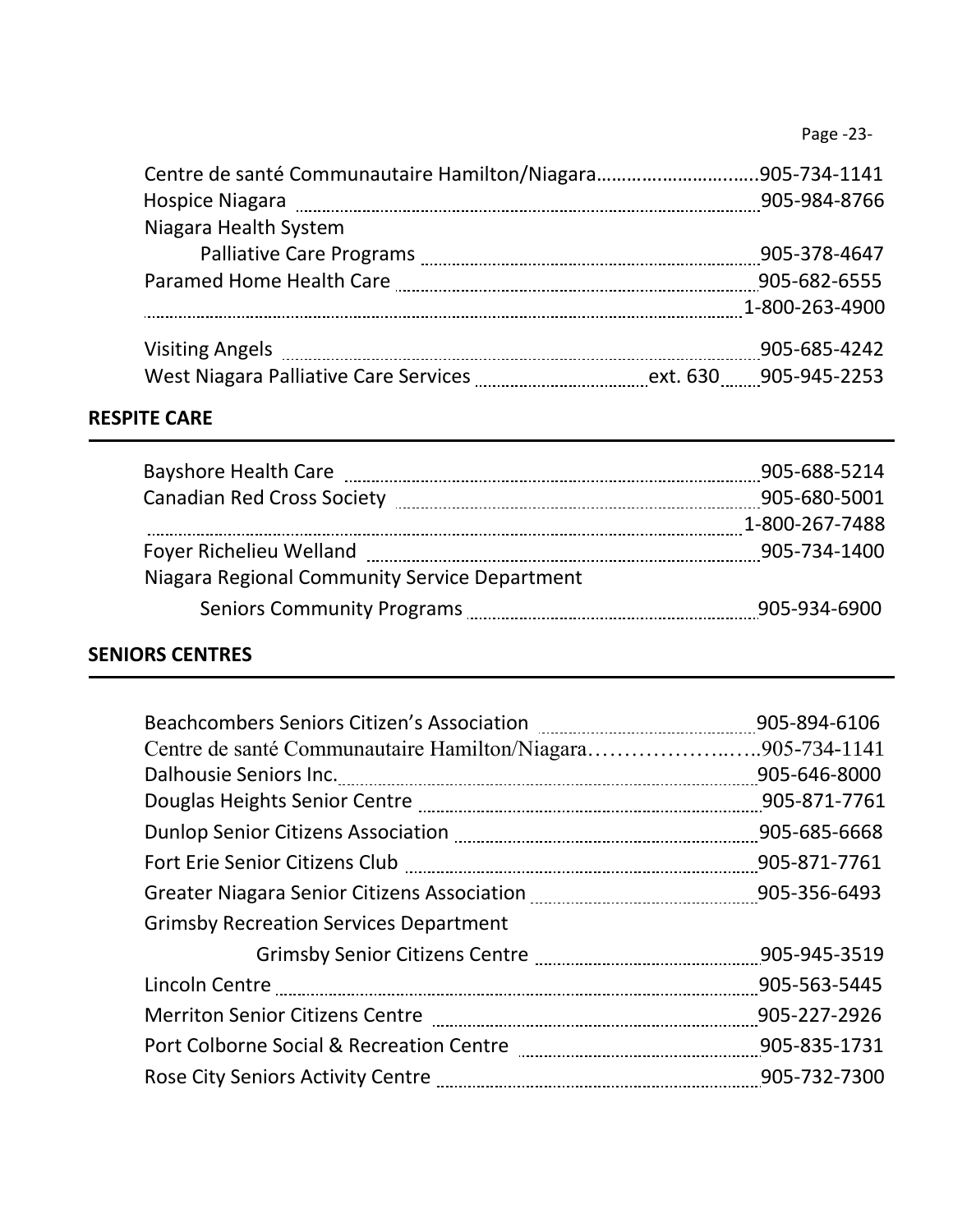Centre de santé Communautaire Hamilton/Niagara..............................905-734-1141
Hospice Niagara ........................................................................................905-984-8766
Niagara Health System
    Palliative Care Programs ....................................................................905-378-4647
Paramed Home Health Care ........................................................................905-682-6555
.....................................................................................................................1-800-263-4900

Visiting Angels ............................................................................................905-685-4242
West Niagara Palliative Care Services ............................ext. 630 ........905-945-2253

## RESPITE CARE

Bayshore Health Care .................................................................................905-688-5214
Canadian Red Cross Society ........................................................................905-680-5001
.....................................................................................................................1-800-267-7488
Foyer Richelieu Welland ............................................................................905-734-1400
Niagara Regional Community Service Department
    Seniors Community Programs .............................................................905-934-6900

## SENIORS CENTRES

Beachcombers Seniors Citizen's Association ...............................................905-894-6106
Centre de santé Communautaire Hamilton/Niagara…………………..…..905-734-1141
Dalhousie Seniors Inc. ..................................................................................905-646-8000
Douglas Heights Senior Centre ...................................................................905-871-7761
Dunlop Senior Citizens Association ............................................................905-685-6668
Fort Erie Senior Citizens Club .....................................................................905-871-7761
Greater Niagara Senior Citizens Association ...............................................905-356-6493
Grimsby Recreation Services Department
        Grimsby Senior Citizens Centre .......................................................905-945-3519
Lincoln Centre ..............................................................................................905-563-5445
Merriton Senior Citizens Centre ..................................................................905-227-2926
Port Colborne Social & Recreation Centre ..................................................905-835-1731
Rose City Seniors Activity Centre ...............................................................905-732-7300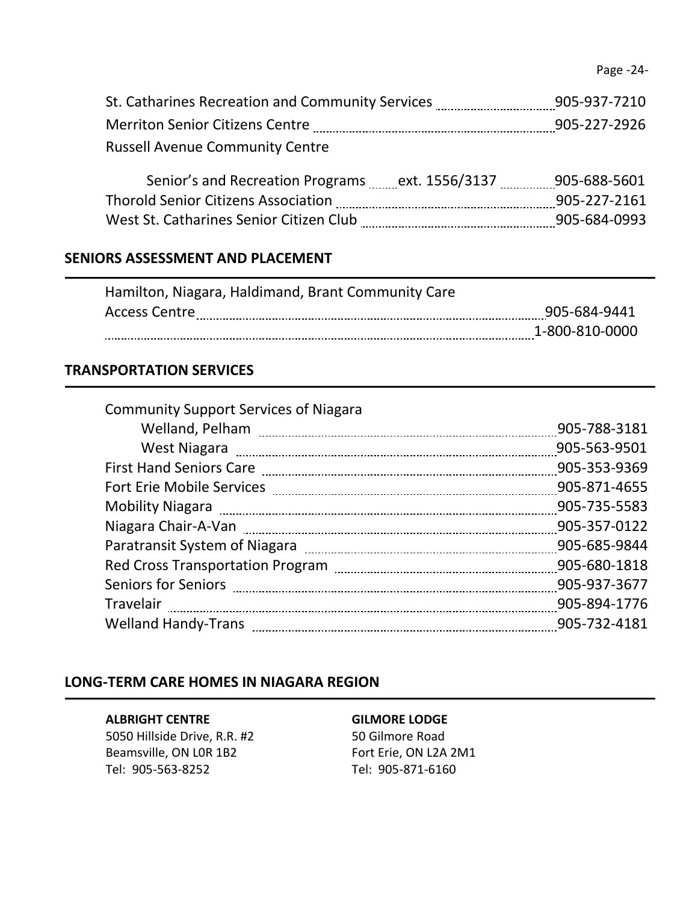St. Catharines Recreation and Community Services ........ 905-937-7210
Merriton Senior Citizens Centre ........ 905-227-2926
Russell Avenue Community Centre

Senior's and Recreation Programs ........ ext. 1556/3137 ........ 905-688-5601
Thorold Senior Citizens Association ........ 905-227-2161
West St. Catharines Senior Citizen Club ........ 905-684-0993

## SENIORS ASSESSMENT AND PLACEMENT

Hamilton, Niagara, Haldimand, Brant Community Care
Access Centre ........ 905-684-9441
........ 1-800-810-0000

## TRANSPORTATION SERVICES

Community Support Services of Niagara
Welland, Pelham ........ 905-788-3181
West Niagara ........ 905-563-9501
First Hand Seniors Care ........ 905-353-9369
Fort Erie Mobile Services ........ 905-871-4655
Mobility Niagara ........ 905-735-5583
Niagara Chair-A-Van ........ 905-357-0122
Paratransit System of Niagara ........ 905-685-9844
Red Cross Transportation Program ........ 905-680-1818
Seniors for Seniors ........ 905-937-3677
Travelair ........ 905-894-1776
Welland Handy-Trans ........ 905-732-4181

## LONG-TERM CARE HOMES IN NIAGARA REGION

**ALBRIGHT CENTRE**
5050 Hillside Drive, R.R. #2
Beamsville, ON L0R 1B2
Tel: 905-563-8252

**GILMORE LODGE**
50 Gilmore Road
Fort Erie, ON L2A 2M1
Tel: 905-871-6160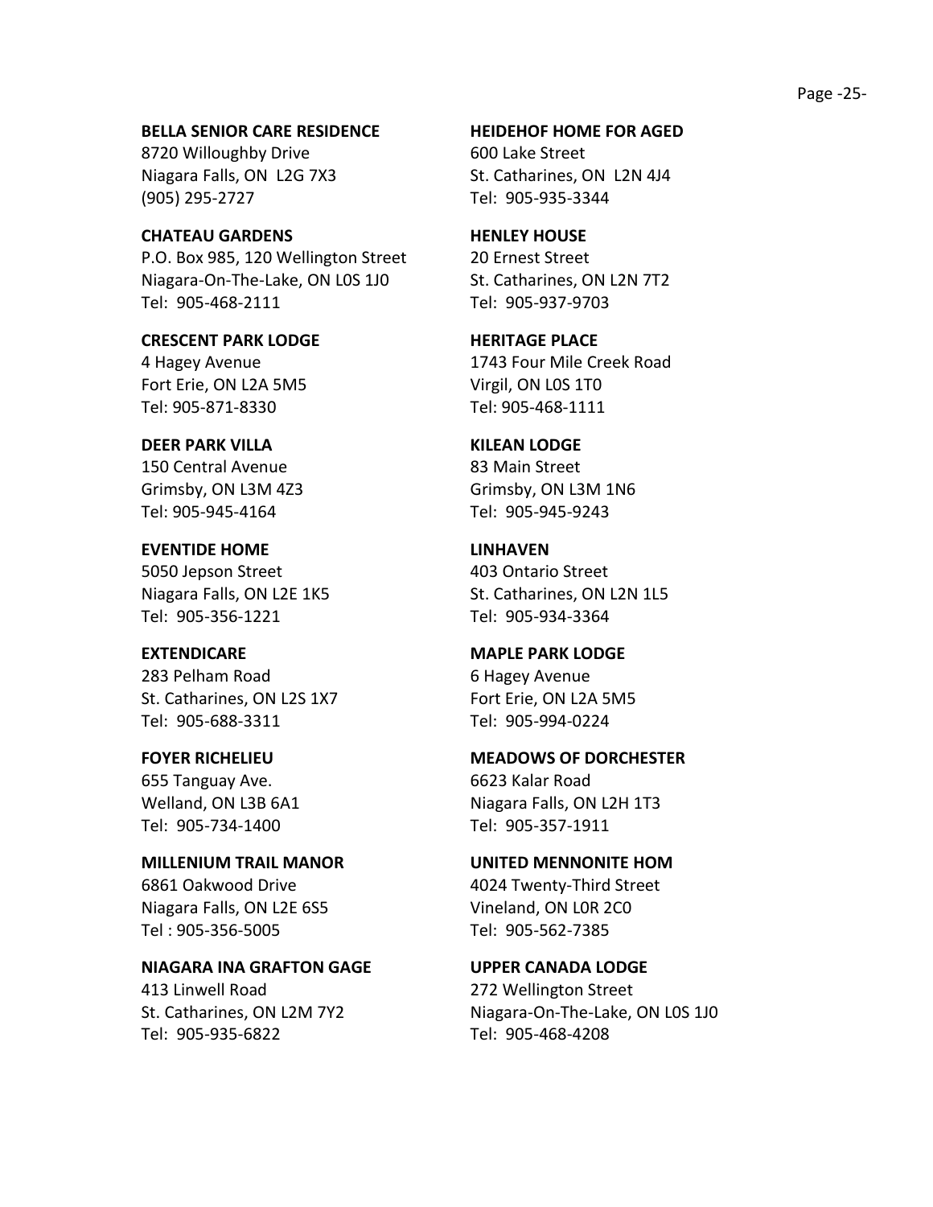**BELLA SENIOR CARE RESIDENCE**
8720 Willoughby Drive
Niagara Falls, ON L2G 7X3
(905) 295-2727

**CHATEAU GARDENS**
P.O. Box 985, 120 Wellington Street
Niagara-On-The-Lake, ON L0S 1J0
Tel: 905-468-2111

**CRESCENT PARK LODGE**
4 Hagey Avenue
Fort Erie, ON L2A 5M5
Tel: 905-871-8330

**DEER PARK VILLA**
150 Central Avenue
Grimsby, ON L3M 4Z3
Tel: 905-945-4164

**EVENTIDE HOME**
5050 Jepson Street
Niagara Falls, ON L2E 1K5
Tel: 905-356-1221

**EXTENDICARE**
283 Pelham Road
St. Catharines, ON L2S 1X7
Tel: 905-688-3311

**FOYER RICHELIEU**
655 Tanguay Ave.
Welland, ON L3B 6A1
Tel: 905-734-1400

**MILLENIUM TRAIL MANOR**
6861 Oakwood Drive
Niagara Falls, ON L2E 6S5
Tel : 905-356-5005

**NIAGARA INA GRAFTON GAGE**
413 Linwell Road
St. Catharines, ON L2M 7Y2
Tel: 905-935-6822

**HEIDEHOF HOME FOR AGED**
600 Lake Street
St. Catharines, ON L2N 4J4
Tel: 905-935-3344

**HENLEY HOUSE**
20 Ernest Street
St. Catharines, ON L2N 7T2
Tel: 905-937-9703

**HERITAGE PLACE**
1743 Four Mile Creek Road
Virgil, ON L0S 1T0
Tel: 905-468-1111

**KILEAN LODGE**
83 Main Street
Grimsby, ON L3M 1N6
Tel: 905-945-9243

**LINHAVEN**
403 Ontario Street
St. Catharines, ON L2N 1L5
Tel: 905-934-3364

**MAPLE PARK LODGE**
6 Hagey Avenue
Fort Erie, ON L2A 5M5
Tel: 905-994-0224

**MEADOWS OF DORCHESTER**
6623 Kalar Road
Niagara Falls, ON L2H 1T3
Tel: 905-357-1911

**UNITED MENNONITE HOM**
4024 Twenty-Third Street
Vineland, ON L0R 2C0
Tel: 905-562-7385

**UPPER CANADA LODGE**
272 Wellington Street
Niagara-On-The-Lake, ON L0S 1J0
Tel: 905-468-4208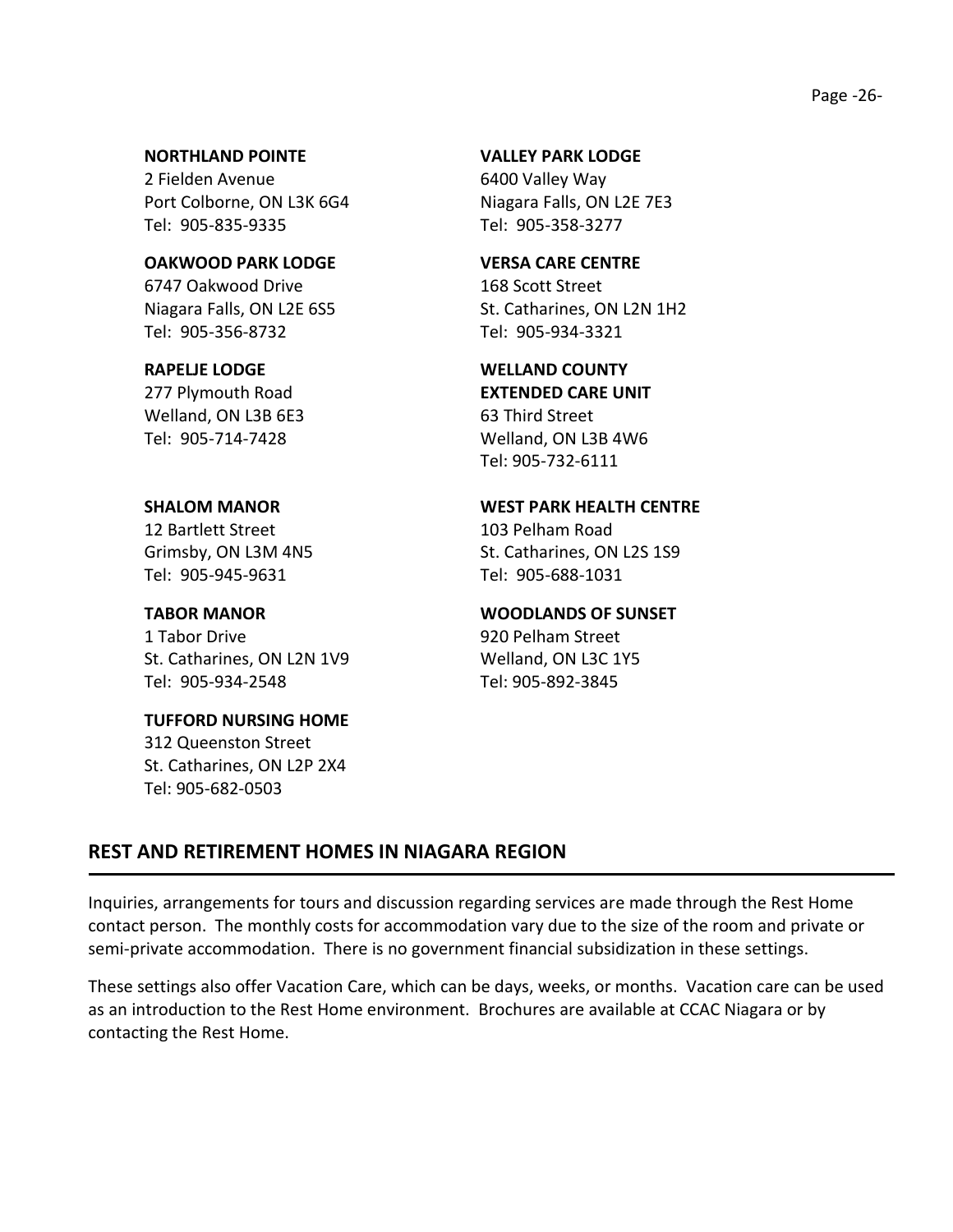**NORTHLAND POINTE**
2 Fielden Avenue
Port Colborne, ON L3K 6G4
Tel: 905-835-9335

**OAKWOOD PARK LODGE**
6747 Oakwood Drive
Niagara Falls, ON L2E 6S5
Tel: 905-356-8732

**RAPELJE LODGE**
277 Plymouth Road
Welland, ON L3B 6E3
Tel: 905-714-7428

**SHALOM MANOR**
12 Bartlett Street
Grimsby, ON L3M 4N5
Tel: 905-945-9631

**TABOR MANOR**
1 Tabor Drive
St. Catharines, ON L2N 1V9
Tel: 905-934-2548

**TUFFORD NURSING HOME**
312 Queenston Street
St. Catharines, ON L2P 2X4
Tel: 905-682-0503

**VALLEY PARK LODGE**
6400 Valley Way
Niagara Falls, ON L2E 7E3
Tel: 905-358-3277

**VERSA CARE CENTRE**
168 Scott Street
St. Catharines, ON L2N 1H2
Tel: 905-934-3321

**WELLAND COUNTY EXTENDED CARE UNIT**
63 Third Street
Welland, ON L3B 4W6
Tel: 905-732-6111

**WEST PARK HEALTH CENTRE**
103 Pelham Road
St. Catharines, ON L2S 1S9
Tel: 905-688-1031

**WOODLANDS OF SUNSET**
920 Pelham Street
Welland, ON L3C 1Y5
Tel: 905-892-3845

## REST AND RETIREMENT HOMES IN NIAGARA REGION

Inquiries, arrangements for tours and discussion regarding services are made through the Rest Home contact person. The monthly costs for accommodation vary due to the size of the room and private or semi-private accommodation. There is no government financial subsidization in these settings.

These settings also offer Vacation Care, which can be days, weeks, or months. Vacation care can be used as an introduction to the Rest Home environment. Brochures are available at CCAC Niagara or by contacting the Rest Home.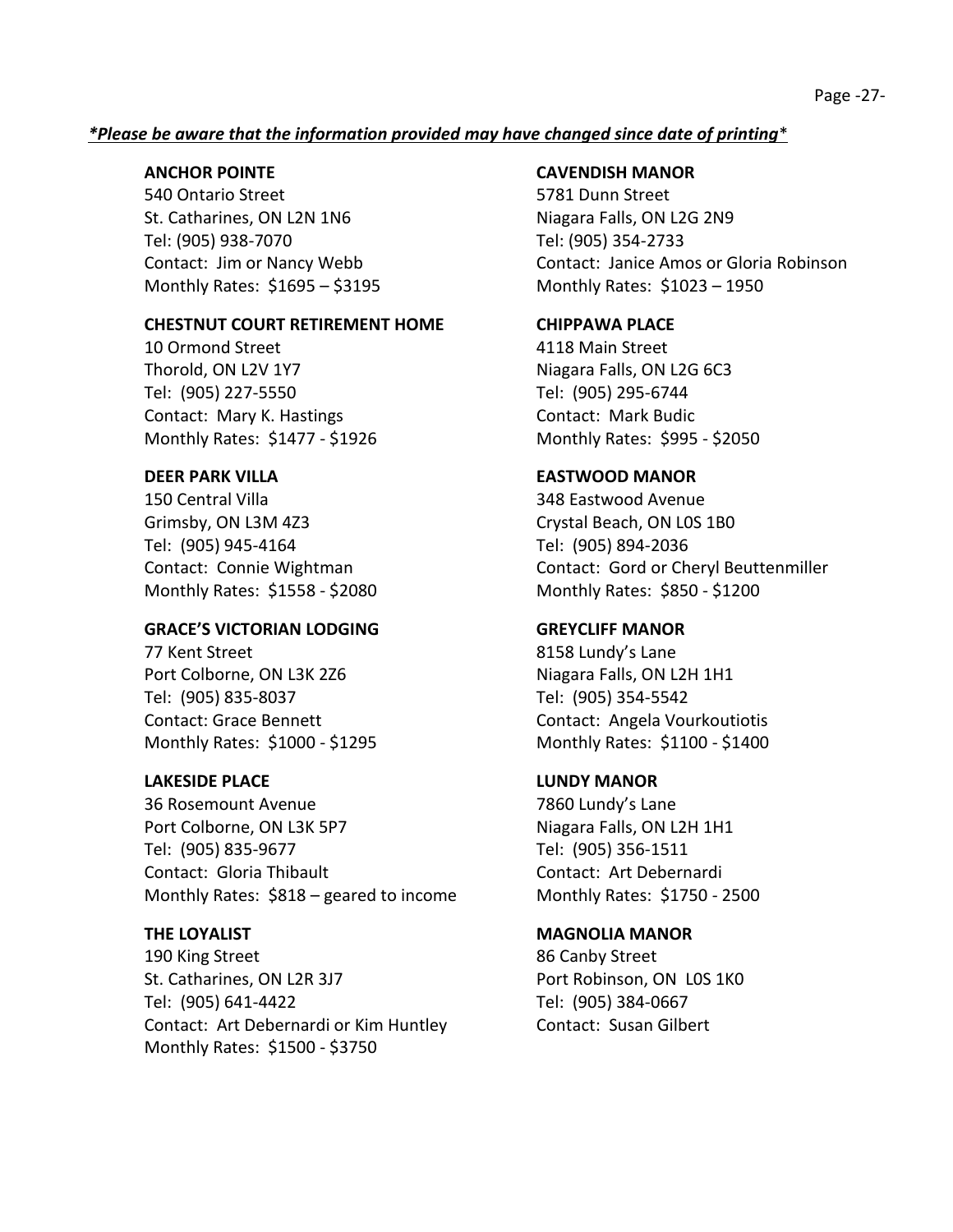***Please be aware that the information provided may have changed since date of printing****

**ANCHOR POINTE**
540 Ontario Street
St. Catharines, ON L2N 1N6
Tel: (905) 938-7070
Contact: Jim or Nancy Webb
Monthly Rates: $1695 – $3195

**CAVENDISH MANOR**
5781 Dunn Street
Niagara Falls, ON L2G 2N9
Tel: (905) 354-2733
Contact: Janice Amos or Gloria Robinson
Monthly Rates: $1023 – 1950

**CHESTNUT COURT RETIREMENT HOME**
10 Ormond Street
Thorold, ON L2V 1Y7
Tel: (905) 227-5550
Contact: Mary K. Hastings
Monthly Rates: $1477 - $1926

**CHIPPAWA PLACE**
4118 Main Street
Niagara Falls, ON L2G 6C3
Tel: (905) 295-6744
Contact: Mark Budic
Monthly Rates: $995 - $2050

**DEER PARK VILLA**
150 Central Villa
Grimsby, ON L3M 4Z3
Tel: (905) 945-4164
Contact: Connie Wightman
Monthly Rates: $1558 - $2080

**EASTWOOD MANOR**
348 Eastwood Avenue
Crystal Beach, ON L0S 1B0
Tel: (905) 894-2036
Contact: Gord or Cheryl Beuttenmiller
Monthly Rates: $850 - $1200

**GRACE'S VICTORIAN LODGING**
77 Kent Street
Port Colborne, ON L3K 2Z6
Tel: (905) 835-8037
Contact: Grace Bennett
Monthly Rates: $1000 - $1295

**GREYCLIFF MANOR**
8158 Lundy's Lane
Niagara Falls, ON L2H 1H1
Tel: (905) 354-5542
Contact: Angela Vourkoutiotis
Monthly Rates: $1100 - $1400

**LAKESIDE PLACE**
36 Rosemount Avenue
Port Colborne, ON L3K 5P7
Tel: (905) 835-9677
Contact: Gloria Thibault
Monthly Rates: $818 – geared to income

**LUNDY MANOR**
7860 Lundy's Lane
Niagara Falls, ON L2H 1H1
Tel: (905) 356-1511
Contact: Art Debernardi
Monthly Rates: $1750 - 2500

**THE LOYALIST**
190 King Street
St. Catharines, ON L2R 3J7
Tel: (905) 641-4422
Contact: Art Debernardi or Kim Huntley
Monthly Rates: $1500 - $3750

**MAGNOLIA MANOR**
86 Canby Street
Port Robinson, ON L0S 1K0
Tel: (905) 384-0667
Contact: Susan Gilbert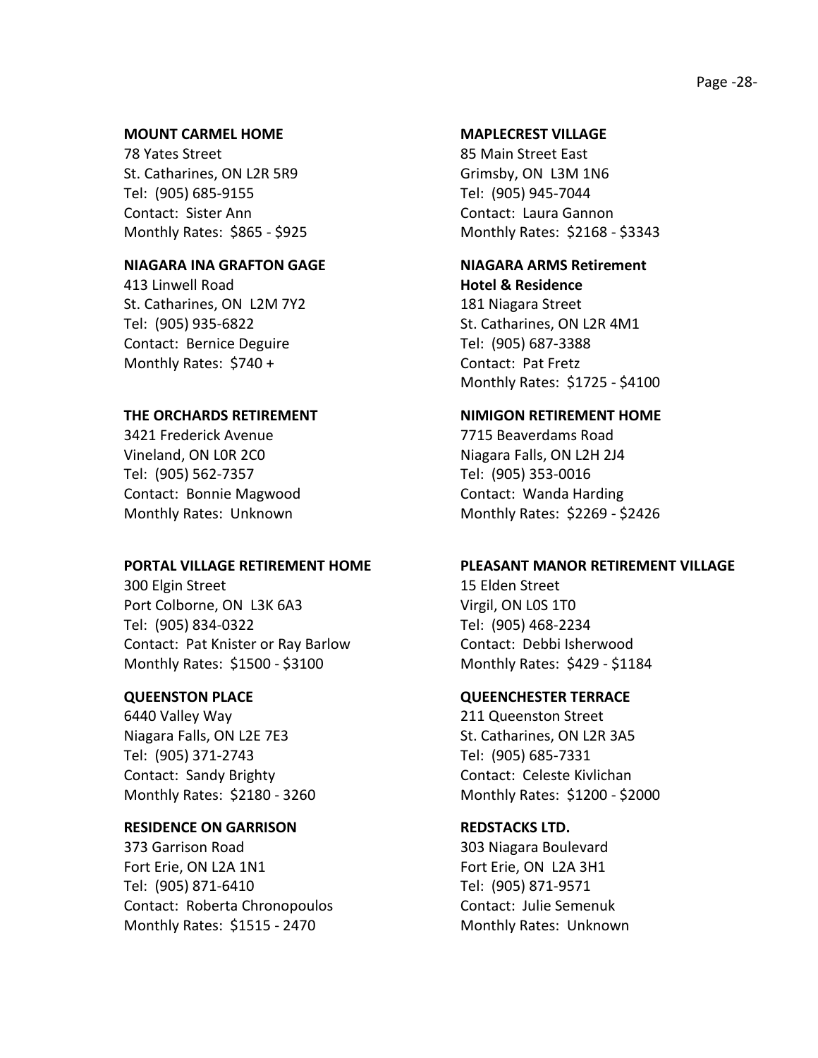**MOUNT CARMEL HOME**
78 Yates Street
St. Catharines, ON L2R 5R9
Tel: (905) 685-9155
Contact: Sister Ann
Monthly Rates: $865 - $925

**MAPLECREST VILLAGE**
85 Main Street East
Grimsby, ON L3M 1N6
Tel: (905) 945-7044
Contact: Laura Gannon
Monthly Rates: $2168 - $3343

**NIAGARA INA GRAFTON GAGE**
413 Linwell Road
St. Catharines, ON L2M 7Y2
Tel: (905) 935-6822
Contact: Bernice Deguire
Monthly Rates: $740 +

**NIAGARA ARMS Retirement Hotel & Residence**
181 Niagara Street
St. Catharines, ON L2R 4M1
Tel: (905) 687-3388
Contact: Pat Fretz
Monthly Rates: $1725 - $4100

**THE ORCHARDS RETIREMENT**
3421 Frederick Avenue
Vineland, ON L0R 2C0
Tel: (905) 562-7357
Contact: Bonnie Magwood
Monthly Rates: Unknown

**NIMIGON RETIREMENT HOME**
7715 Beaverdams Road
Niagara Falls, ON L2H 2J4
Tel: (905) 353-0016
Contact: Wanda Harding
Monthly Rates: $2269 - $2426

**PORTAL VILLAGE RETIREMENT HOME**
300 Elgin Street
Port Colborne, ON L3K 6A3
Tel: (905) 834-0322
Contact: Pat Knister or Ray Barlow
Monthly Rates: $1500 - $3100

**PLEASANT MANOR RETIREMENT VILLAGE**
15 Elden Street
Virgil, ON L0S 1T0
Tel: (905) 468-2234
Contact: Debbi Isherwood
Monthly Rates: $429 - $1184

**QUEENSTON PLACE**
6440 Valley Way
Niagara Falls, ON L2E 7E3
Tel: (905) 371-2743
Contact: Sandy Brighty
Monthly Rates: $2180 - 3260

**QUEENCHESTER TERRACE**
211 Queenston Street
St. Catharines, ON L2R 3A5
Tel: (905) 685-7331
Contact: Celeste Kivlichan
Monthly Rates: $1200 - $2000

**RESIDENCE ON GARRISON**
373 Garrison Road
Fort Erie, ON L2A 1N1
Tel: (905) 871-6410
Contact: Roberta Chronopoulos
Monthly Rates: $1515 - 2470

**REDSTACKS LTD.**
303 Niagara Boulevard
Fort Erie, ON L2A 3H1
Tel: (905) 871-9571
Contact: Julie Semenuk
Monthly Rates: Unknown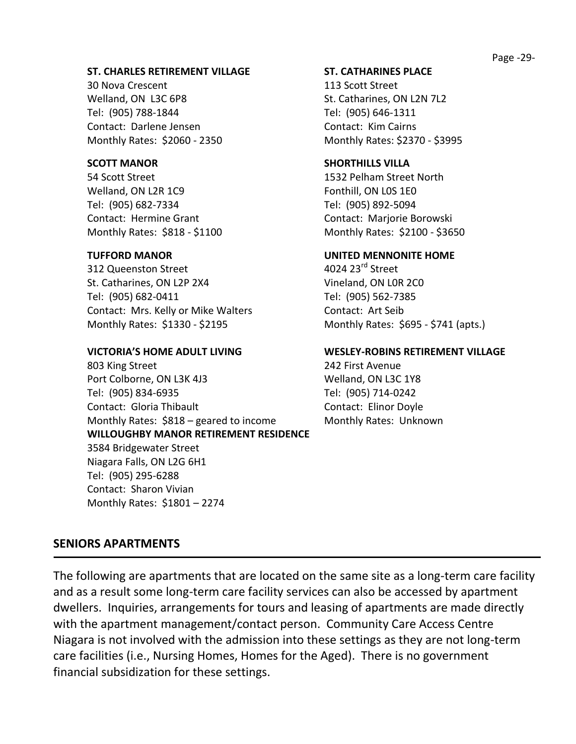**ST. CHARLES RETIREMENT VILLAGE**
30 Nova Crescent
Welland, ON L3C 6P8
Tel: (905) 788-1844
Contact: Darlene Jensen
Monthly Rates: $2060 - 2350

**ST. CATHARINES PLACE**
113 Scott Street
St. Catharines, ON L2N 7L2
Tel: (905) 646-1311
Contact: Kim Cairns
Monthly Rates: $2370 - $3995

**SCOTT MANOR**
54 Scott Street
Welland, ON L2R 1C9
Tel: (905) 682-7334
Contact: Hermine Grant
Monthly Rates: $818 - $1100

**SHORTHILLS VILLA**
1532 Pelham Street North
Fonthill, ON L0S 1E0
Tel: (905) 892-5094
Contact: Marjorie Borowski
Monthly Rates: $2100 - $3650

**TUFFORD MANOR**
312 Queenston Street
St. Catharines, ON L2P 2X4
Tel: (905) 682-0411
Contact: Mrs. Kelly or Mike Walters
Monthly Rates: $1330 - $2195

**UNITED MENNONITE HOME**
4024 23rd Street
Vineland, ON L0R 2C0
Tel: (905) 562-7385
Contact: Art Seib
Monthly Rates: $695 - $741 (apts.)

**VICTORIA'S HOME ADULT LIVING**
803 King Street
Port Colborne, ON L3K 4J3
Tel: (905) 834-6935
Contact: Gloria Thibault
Monthly Rates: $818 – geared to income

**WESLEY-ROBINS RETIREMENT VILLAGE**
242 First Avenue
Welland, ON L3C 1Y8
Tel: (905) 714-0242
Contact: Elinor Doyle
Monthly Rates: Unknown

**WILLOUGHBY MANOR RETIREMENT RESIDENCE**
3584 Bridgewater Street
Niagara Falls, ON L2G 6H1
Tel: (905) 295-6288
Contact: Sharon Vivian
Monthly Rates: $1801 – 2274

## SENIORS APARTMENTS

The following are apartments that are located on the same site as a long-term care facility and as a result some long-term care facility services can also be accessed by apartment dwellers. Inquiries, arrangements for tours and leasing of apartments are made directly with the apartment management/contact person. Community Care Access Centre Niagara is not involved with the admission into these settings as they are not long-term care facilities (i.e., Nursing Homes, Homes for the Aged). There is no government financial subsidization for these settings.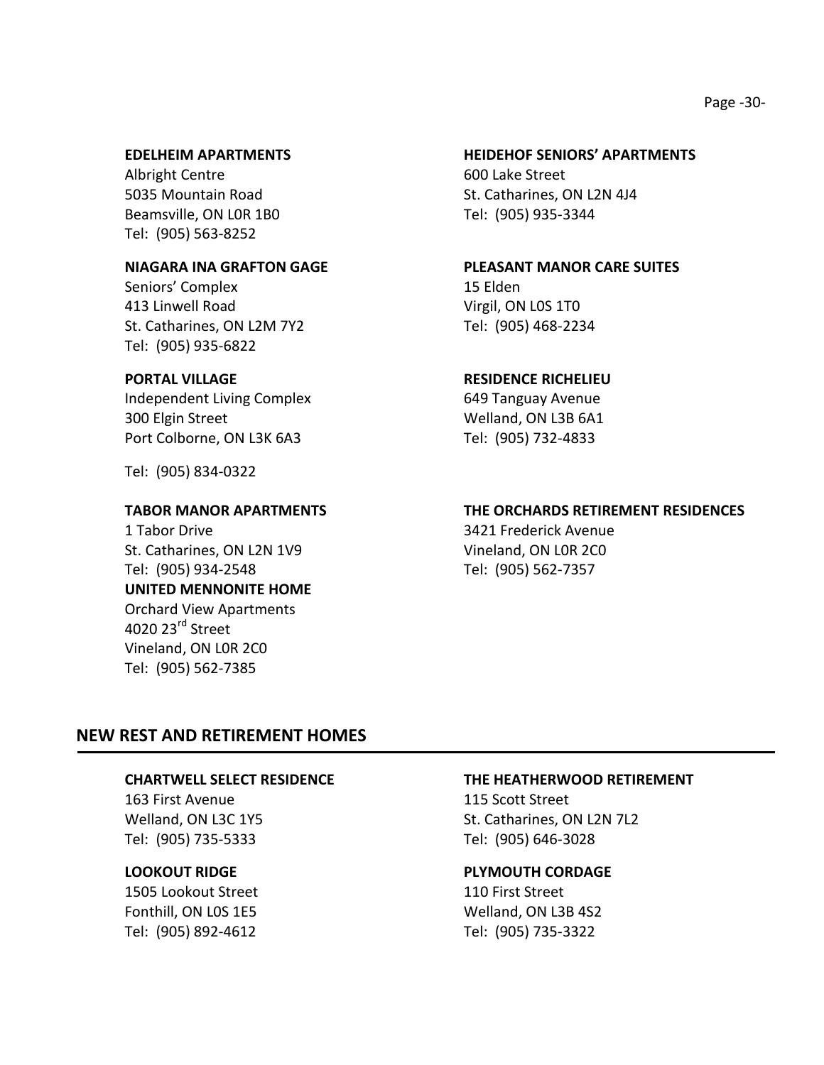**EDELHEIM APARTMENTS**
Albright Centre
5035 Mountain Road
Beamsville, ON L0R 1B0
Tel: (905) 563-8252

**HEIDEHOF SENIORS' APARTMENTS**
600 Lake Street
St. Catharines, ON L2N 4J4
Tel: (905) 935-3344

**NIAGARA INA GRAFTON GAGE**
Seniors' Complex
413 Linwell Road
St. Catharines, ON L2M 7Y2
Tel: (905) 935-6822

**PLEASANT MANOR CARE SUITES**
15 Elden
Virgil, ON L0S 1T0
Tel: (905) 468-2234

**PORTAL VILLAGE**
Independent Living Complex
300 Elgin Street
Port Colborne, ON L3K 6A3

Tel: (905) 834-0322

**RESIDENCE RICHELIEU**
649 Tanguay Avenue
Welland, ON L3B 6A1
Tel: (905) 732-4833

**TABOR MANOR APARTMENTS**
1 Tabor Drive
St. Catharines, ON L2N 1V9
Tel: (905) 934-2548

**UNITED MENNONITE HOME**
Orchard View Apartments
4020 23rd Street
Vineland, ON L0R 2C0
Tel: (905) 562-7385

**THE ORCHARDS RETIREMENT RESIDENCES**
3421 Frederick Avenue
Vineland, ON L0R 2C0
Tel: (905) 562-7357

## NEW REST AND RETIREMENT HOMES

**CHARTWELL SELECT RESIDENCE**
163 First Avenue
Welland, ON L3C 1Y5
Tel: (905) 735-5333

**THE HEATHERWOOD RETIREMENT**
115 Scott Street
St. Catharines, ON L2N 7L2
Tel: (905) 646-3028

**LOOKOUT RIDGE**
1505 Lookout Street
Fonthill, ON L0S 1E5
Tel: (905) 892-4612

**PLYMOUTH CORDAGE**
110 First Street
Welland, ON L3B 4S2
Tel: (905) 735-3322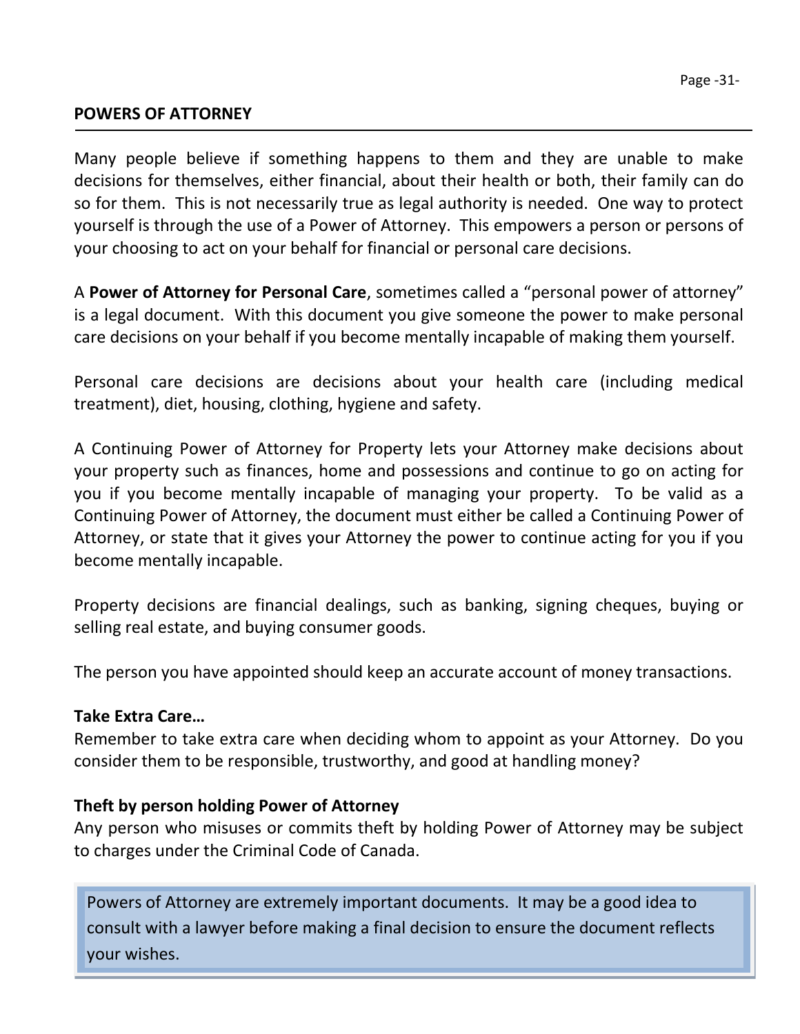## POWERS OF ATTORNEY

Many people believe if something happens to them and they are unable to make decisions for themselves, either financial, about their health or both, their family can do so for them. This is not necessarily true as legal authority is needed. One way to protect yourself is through the use of a Power of Attorney. This empowers a person or persons of your choosing to act on your behalf for financial or personal care decisions.

A **Power of Attorney for Personal Care**, sometimes called a "personal power of attorney" is a legal document. With this document you give someone the power to make personal care decisions on your behalf if you become mentally incapable of making them yourself.

Personal care decisions are decisions about your health care (including medical treatment), diet, housing, clothing, hygiene and safety.

A Continuing Power of Attorney for Property lets your Attorney make decisions about your property such as finances, home and possessions and continue to go on acting for you if you become mentally incapable of managing your property. To be valid as a Continuing Power of Attorney, the document must either be called a Continuing Power of Attorney, or state that it gives your Attorney the power to continue acting for you if you become mentally incapable.

Property decisions are financial dealings, such as banking, signing cheques, buying or selling real estate, and buying consumer goods.

The person you have appointed should keep an accurate account of money transactions.

**Take Extra Care…**

Remember to take extra care when deciding whom to appoint as your Attorney. Do you consider them to be responsible, trustworthy, and good at handling money?

**Theft by person holding Power of Attorney**

Any person who misuses or commits theft by holding Power of Attorney may be subject to charges under the Criminal Code of Canada.

> Powers of Attorney are extremely important documents. It may be a good idea to consult with a lawyer before making a final decision to ensure the document reflects your wishes.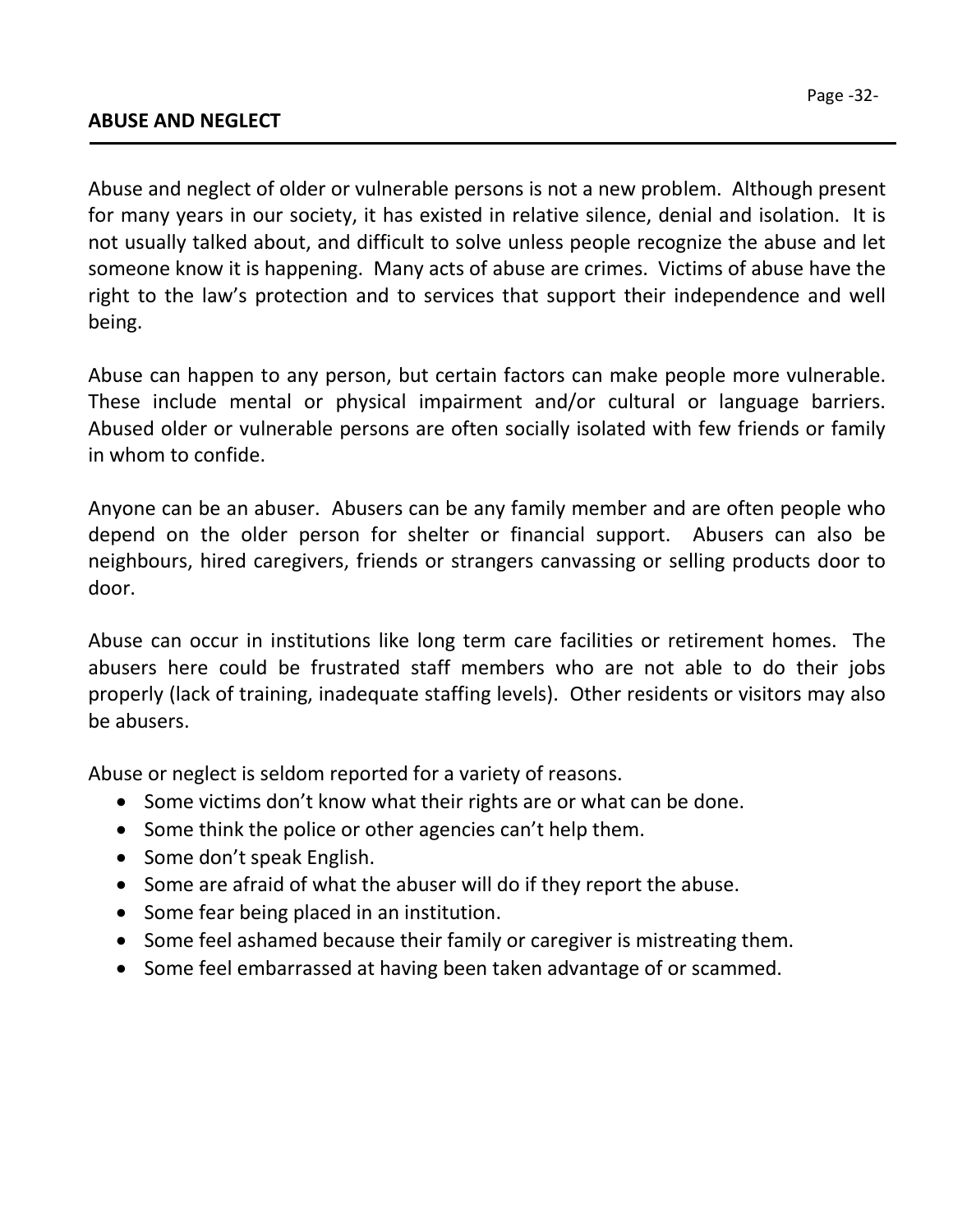## ABUSE AND NEGLECT

Abuse and neglect of older or vulnerable persons is not a new problem. Although present for many years in our society, it has existed in relative silence, denial and isolation. It is not usually talked about, and difficult to solve unless people recognize the abuse and let someone know it is happening. Many acts of abuse are crimes. Victims of abuse have the right to the law's protection and to services that support their independence and well being.

Abuse can happen to any person, but certain factors can make people more vulnerable. These include mental or physical impairment and/or cultural or language barriers. Abused older or vulnerable persons are often socially isolated with few friends or family in whom to confide.

Anyone can be an abuser. Abusers can be any family member and are often people who depend on the older person for shelter or financial support. Abusers can also be neighbours, hired caregivers, friends or strangers canvassing or selling products door to door.

Abuse can occur in institutions like long term care facilities or retirement homes. The abusers here could be frustrated staff members who are not able to do their jobs properly (lack of training, inadequate staffing levels). Other residents or visitors may also be abusers.

Abuse or neglect is seldom reported for a variety of reasons.

- Some victims don't know what their rights are or what can be done.
- Some think the police or other agencies can't help them.
- Some don't speak English.
- Some are afraid of what the abuser will do if they report the abuse.
- Some fear being placed in an institution.
- Some feel ashamed because their family or caregiver is mistreating them.
- Some feel embarrassed at having been taken advantage of or scammed.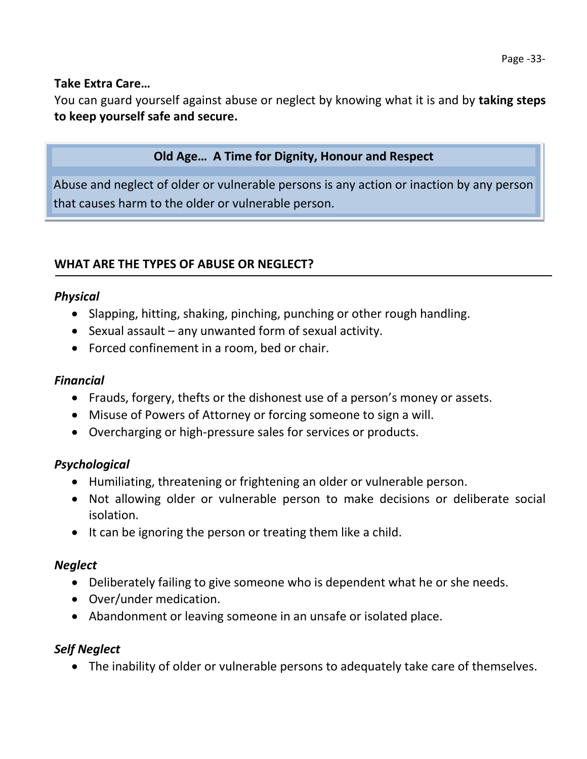**Take Extra Care…**
You can guard yourself against abuse or neglect by knowing what it is and by **taking steps to keep yourself safe and secure.**

**Old Age… A Time for Dignity, Honour and Respect**

Abuse and neglect of older or vulnerable persons is any action or inaction by any person that causes harm to the older or vulnerable person.

## WHAT ARE THE TYPES OF ABUSE OR NEGLECT?

### *Physical*

- Slapping, hitting, shaking, pinching, punching or other rough handling.
- Sexual assault – any unwanted form of sexual activity.
- Forced confinement in a room, bed or chair.

### *Financial*

- Frauds, forgery, thefts or the dishonest use of a person's money or assets.
- Misuse of Powers of Attorney or forcing someone to sign a will.
- Overcharging or high-pressure sales for services or products.

### *Psychological*

- Humiliating, threatening or frightening an older or vulnerable person.
- Not allowing older or vulnerable person to make decisions or deliberate social isolation.
- It can be ignoring the person or treating them like a child.

### *Neglect*

- Deliberately failing to give someone who is dependent what he or she needs.
- Over/under medication.
- Abandonment or leaving someone in an unsafe or isolated place.

### *Self Neglect*

- The inability of older or vulnerable persons to adequately take care of themselves.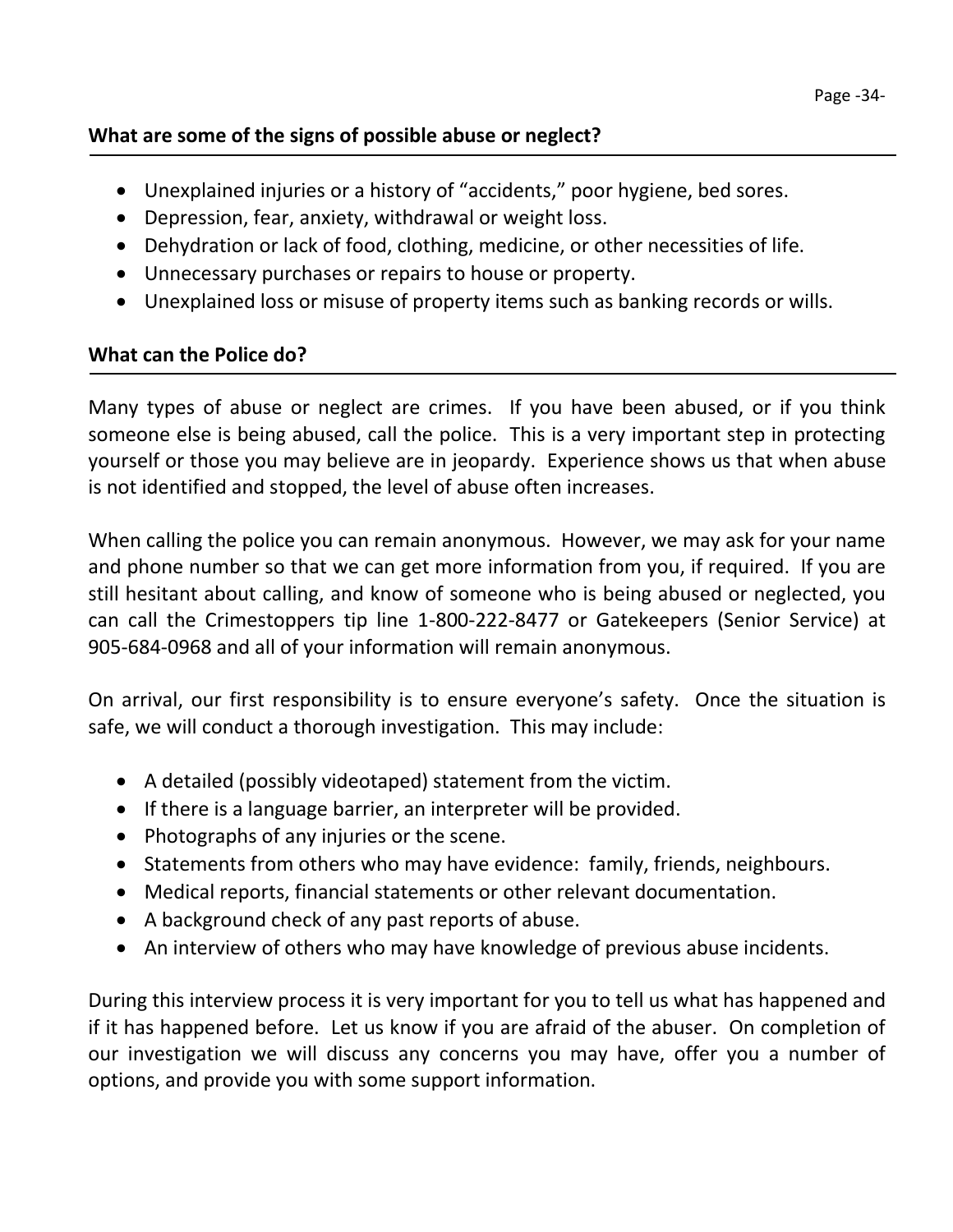## What are some of the signs of possible abuse or neglect?

- Unexplained injuries or a history of "accidents," poor hygiene, bed sores.
- Depression, fear, anxiety, withdrawal or weight loss.
- Dehydration or lack of food, clothing, medicine, or other necessities of life.
- Unnecessary purchases or repairs to house or property.
- Unexplained loss or misuse of property items such as banking records or wills.

## What can the Police do?

Many types of abuse or neglect are crimes. If you have been abused, or if you think someone else is being abused, call the police. This is a very important step in protecting yourself or those you may believe are in jeopardy. Experience shows us that when abuse is not identified and stopped, the level of abuse often increases.

When calling the police you can remain anonymous. However, we may ask for your name and phone number so that we can get more information from you, if required. If you are still hesitant about calling, and know of someone who is being abused or neglected, you can call the Crimestoppers tip line 1-800-222-8477 or Gatekeepers (Senior Service) at 905-684-0968 and all of your information will remain anonymous.

On arrival, our first responsibility is to ensure everyone's safety. Once the situation is safe, we will conduct a thorough investigation. This may include:

- A detailed (possibly videotaped) statement from the victim.
- If there is a language barrier, an interpreter will be provided.
- Photographs of any injuries or the scene.
- Statements from others who may have evidence: family, friends, neighbours.
- Medical reports, financial statements or other relevant documentation.
- A background check of any past reports of abuse.
- An interview of others who may have knowledge of previous abuse incidents.

During this interview process it is very important for you to tell us what has happened and if it has happened before. Let us know if you are afraid of the abuser. On completion of our investigation we will discuss any concerns you may have, offer you a number of options, and provide you with some support information.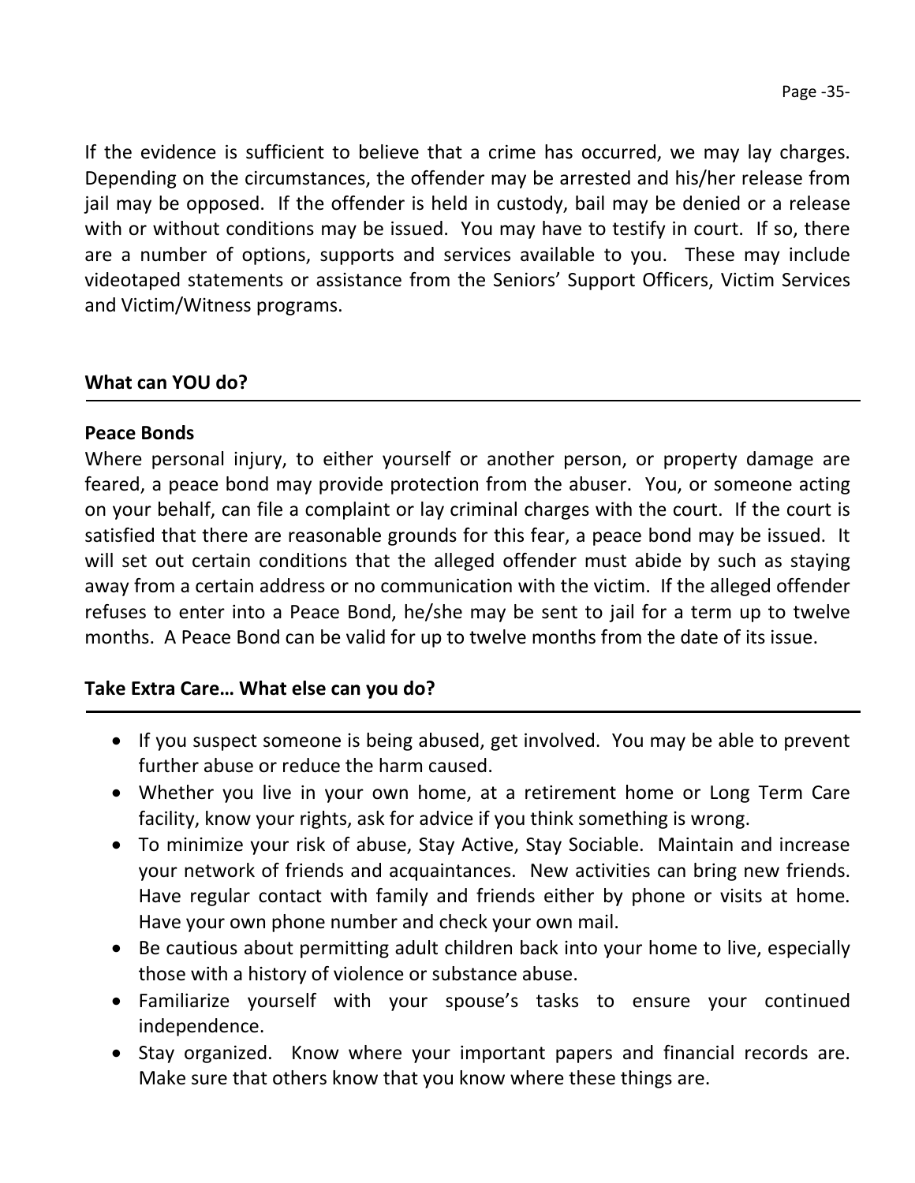If the evidence is sufficient to believe that a crime has occurred, we may lay charges. Depending on the circumstances, the offender may be arrested and his/her release from jail may be opposed. If the offender is held in custody, bail may be denied or a release with or without conditions may be issued. You may have to testify in court. If so, there are a number of options, supports and services available to you. These may include videotaped statements or assistance from the Seniors' Support Officers, Victim Services and Victim/Witness programs.

## What can YOU do?

### Peace Bonds

Where personal injury, to either yourself or another person, or property damage are feared, a peace bond may provide protection from the abuser. You, or someone acting on your behalf, can file a complaint or lay criminal charges with the court. If the court is satisfied that there are reasonable grounds for this fear, a peace bond may be issued. It will set out certain conditions that the alleged offender must abide by such as staying away from a certain address or no communication with the victim. If the alleged offender refuses to enter into a Peace Bond, he/she may be sent to jail for a term up to twelve months. A Peace Bond can be valid for up to twelve months from the date of its issue.

## Take Extra Care… What else can you do?

- If you suspect someone is being abused, get involved. You may be able to prevent further abuse or reduce the harm caused.
- Whether you live in your own home, at a retirement home or Long Term Care facility, know your rights, ask for advice if you think something is wrong.
- To minimize your risk of abuse, Stay Active, Stay Sociable. Maintain and increase your network of friends and acquaintances. New activities can bring new friends. Have regular contact with family and friends either by phone or visits at home. Have your own phone number and check your own mail.
- Be cautious about permitting adult children back into your home to live, especially those with a history of violence or substance abuse.
- Familiarize yourself with your spouse's tasks to ensure your continued independence.
- Stay organized. Know where your important papers and financial records are. Make sure that others know that you know where these things are.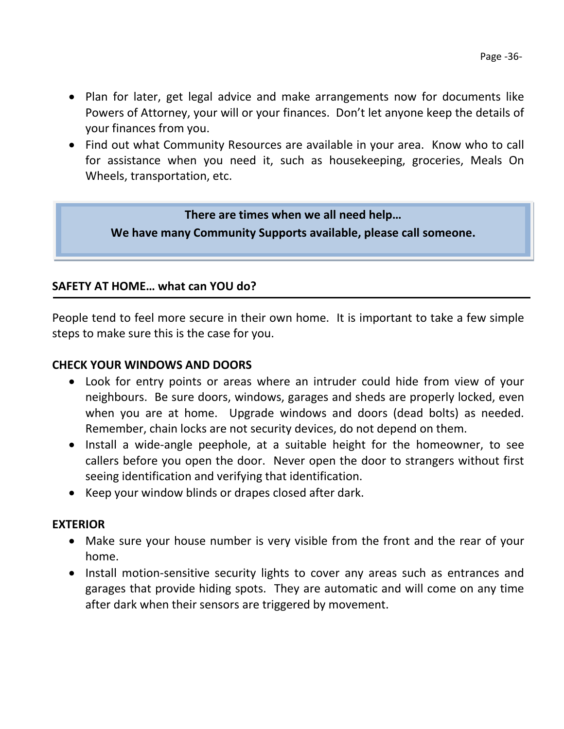- Plan for later, get legal advice and make arrangements now for documents like Powers of Attorney, your will or your finances. Don't let anyone keep the details of your finances from you.
- Find out what Community Resources are available in your area. Know who to call for assistance when you need it, such as housekeeping, groceries, Meals On Wheels, transportation, etc.

> **There are times when we all need help…**
> **We have many Community Supports available, please call someone.**

## SAFETY AT HOME… what can YOU do?

People tend to feel more secure in their own home. It is important to take a few simple steps to make sure this is the case for you.

### CHECK YOUR WINDOWS AND DOORS

- Look for entry points or areas where an intruder could hide from view of your neighbours. Be sure doors, windows, garages and sheds are properly locked, even when you are at home. Upgrade windows and doors (dead bolts) as needed. Remember, chain locks are not security devices, do not depend on them.
- Install a wide-angle peephole, at a suitable height for the homeowner, to see callers before you open the door. Never open the door to strangers without first seeing identification and verifying that identification.
- Keep your window blinds or drapes closed after dark.

### EXTERIOR

- Make sure your house number is very visible from the front and the rear of your home.
- Install motion-sensitive security lights to cover any areas such as entrances and garages that provide hiding spots. They are automatic and will come on any time after dark when their sensors are triggered by movement.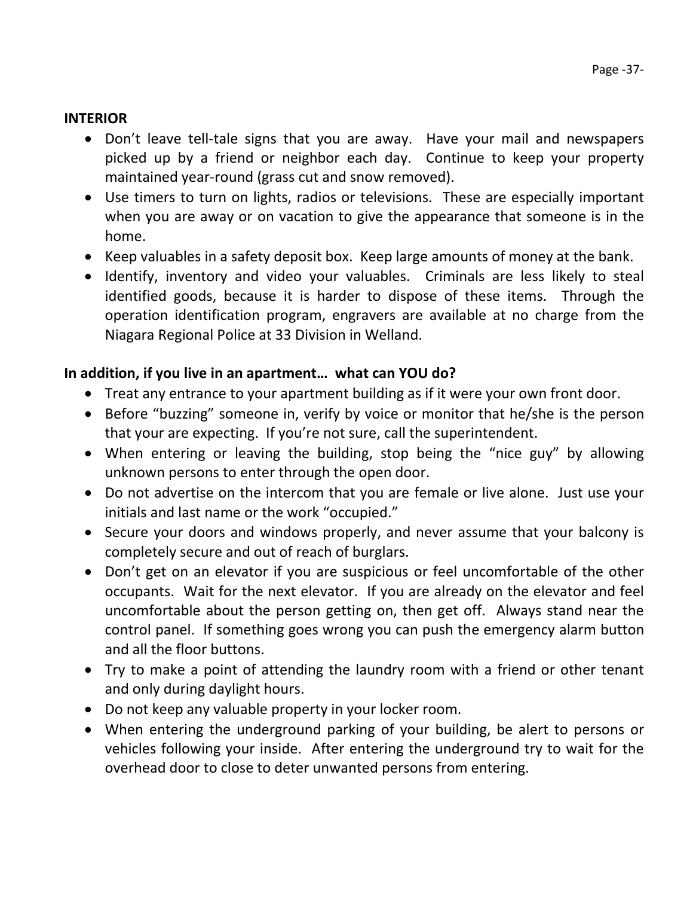**INTERIOR**

- Don't leave tell-tale signs that you are away. Have your mail and newspapers picked up by a friend or neighbor each day. Continue to keep your property maintained year-round (grass cut and snow removed).
- Use timers to turn on lights, radios or televisions. These are especially important when you are away or on vacation to give the appearance that someone is in the home.
- Keep valuables in a safety deposit box. Keep large amounts of money at the bank.
- Identify, inventory and video your valuables. Criminals are less likely to steal identified goods, because it is harder to dispose of these items. Through the operation identification program, engravers are available at no charge from the Niagara Regional Police at 33 Division in Welland.

**In addition, if you live in an apartment… what can YOU do?**

- Treat any entrance to your apartment building as if it were your own front door.
- Before "buzzing" someone in, verify by voice or monitor that he/she is the person that your are expecting. If you're not sure, call the superintendent.
- When entering or leaving the building, stop being the "nice guy" by allowing unknown persons to enter through the open door.
- Do not advertise on the intercom that you are female or live alone. Just use your initials and last name or the work "occupied."
- Secure your doors and windows properly, and never assume that your balcony is completely secure and out of reach of burglars.
- Don't get on an elevator if you are suspicious or feel uncomfortable of the other occupants. Wait for the next elevator. If you are already on the elevator and feel uncomfortable about the person getting on, then get off. Always stand near the control panel. If something goes wrong you can push the emergency alarm button and all the floor buttons.
- Try to make a point of attending the laundry room with a friend or other tenant and only during daylight hours.
- Do not keep any valuable property in your locker room.
- When entering the underground parking of your building, be alert to persons or vehicles following your inside. After entering the underground try to wait for the overhead door to close to deter unwanted persons from entering.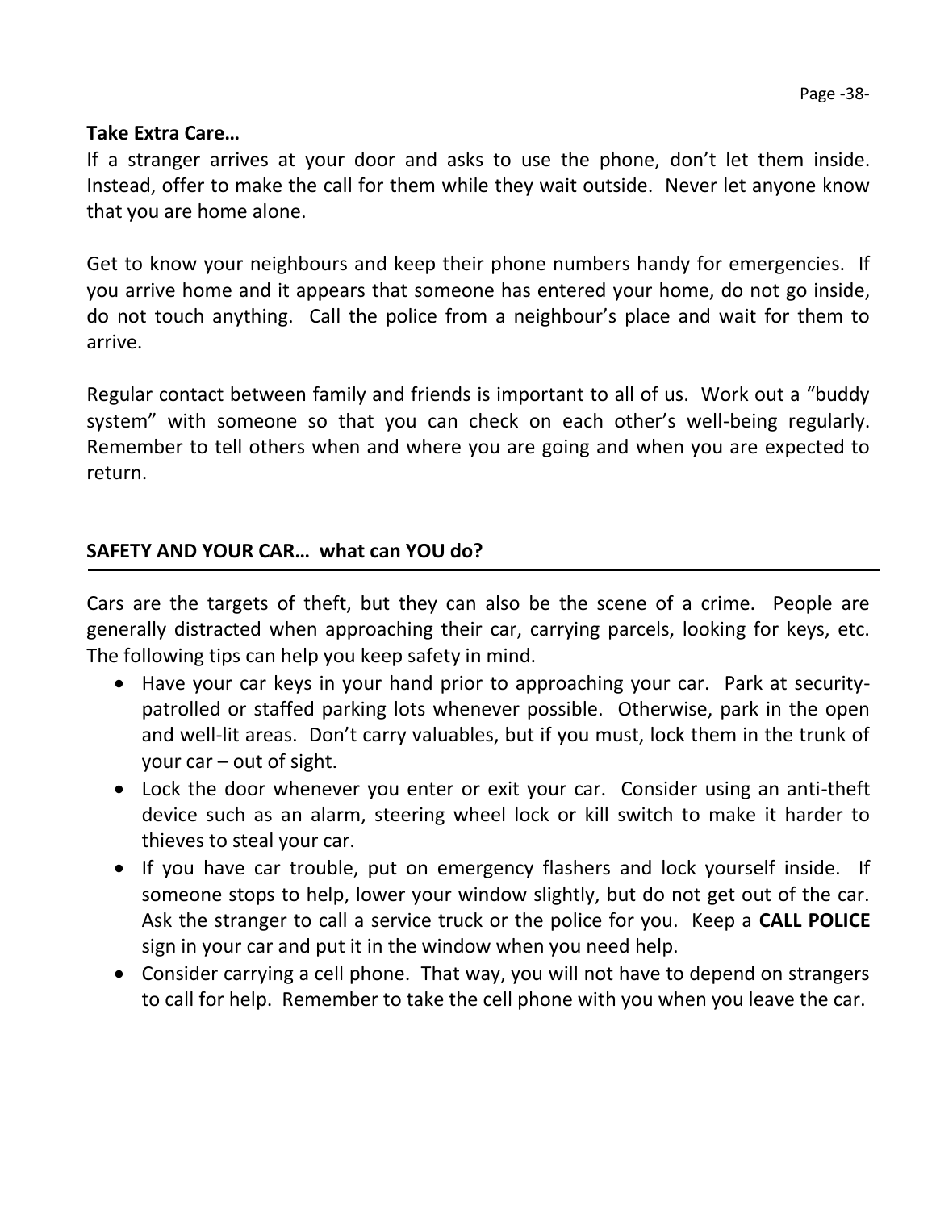**Take Extra Care…**

If a stranger arrives at your door and asks to use the phone, don't let them inside. Instead, offer to make the call for them while they wait outside. Never let anyone know that you are home alone.

Get to know your neighbours and keep their phone numbers handy for emergencies. If you arrive home and it appears that someone has entered your home, do not go inside, do not touch anything. Call the police from a neighbour's place and wait for them to arrive.

Regular contact between family and friends is important to all of us. Work out a "buddy system" with someone so that you can check on each other's well-being regularly. Remember to tell others when and where you are going and when you are expected to return.

## SAFETY AND YOUR CAR… what can YOU do?

Cars are the targets of theft, but they can also be the scene of a crime. People are generally distracted when approaching their car, carrying parcels, looking for keys, etc. The following tips can help you keep safety in mind.

- Have your car keys in your hand prior to approaching your car. Park at security-patrolled or staffed parking lots whenever possible. Otherwise, park in the open and well-lit areas. Don't carry valuables, but if you must, lock them in the trunk of your car – out of sight.
- Lock the door whenever you enter or exit your car. Consider using an anti-theft device such as an alarm, steering wheel lock or kill switch to make it harder to thieves to steal your car.
- If you have car trouble, put on emergency flashers and lock yourself inside. If someone stops to help, lower your window slightly, but do not get out of the car. Ask the stranger to call a service truck or the police for you. Keep a **CALL POLICE** sign in your car and put it in the window when you need help.
- Consider carrying a cell phone. That way, you will not have to depend on strangers to call for help. Remember to take the cell phone with you when you leave the car.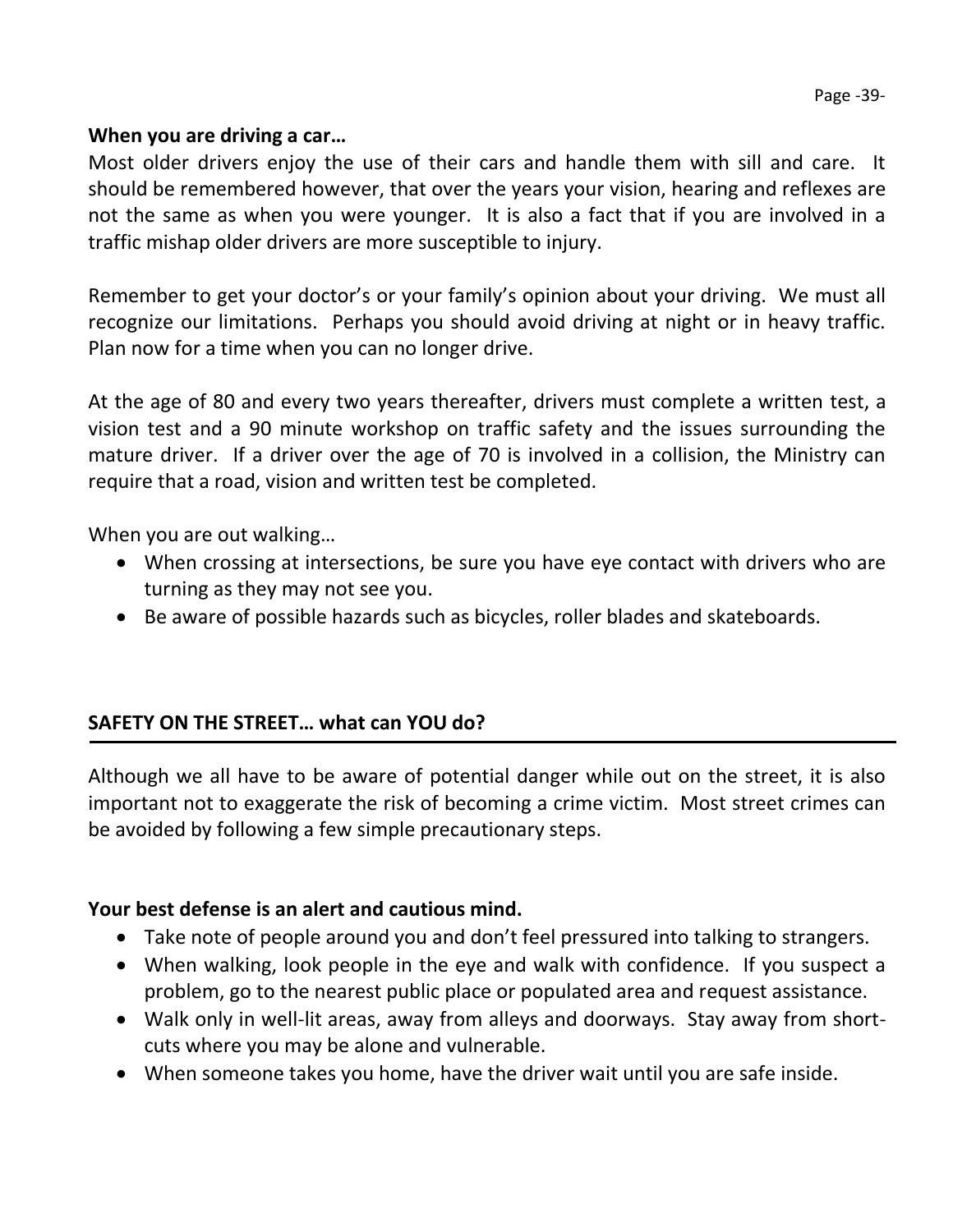**When you are driving a car…**

Most older drivers enjoy the use of their cars and handle them with sill and care. It should be remembered however, that over the years your vision, hearing and reflexes are not the same as when you were younger. It is also a fact that if you are involved in a traffic mishap older drivers are more susceptible to injury.

Remember to get your doctor's or your family's opinion about your driving. We must all recognize our limitations. Perhaps you should avoid driving at night or in heavy traffic. Plan now for a time when you can no longer drive.

At the age of 80 and every two years thereafter, drivers must complete a written test, a vision test and a 90 minute workshop on traffic safety and the issues surrounding the mature driver. If a driver over the age of 70 is involved in a collision, the Ministry can require that a road, vision and written test be completed.

When you are out walking…

- When crossing at intersections, be sure you have eye contact with drivers who are turning as they may not see you.
- Be aware of possible hazards such as bicycles, roller blades and skateboards.

## SAFETY ON THE STREET… what can YOU do?

Although we all have to be aware of potential danger while out on the street, it is also important not to exaggerate the risk of becoming a crime victim. Most street crimes can be avoided by following a few simple precautionary steps.

**Your best defense is an alert and cautious mind.**

- Take note of people around you and don't feel pressured into talking to strangers.
- When walking, look people in the eye and walk with confidence. If you suspect a problem, go to the nearest public place or populated area and request assistance.
- Walk only in well-lit areas, away from alleys and doorways. Stay away from short-cuts where you may be alone and vulnerable.
- When someone takes you home, have the driver wait until you are safe inside.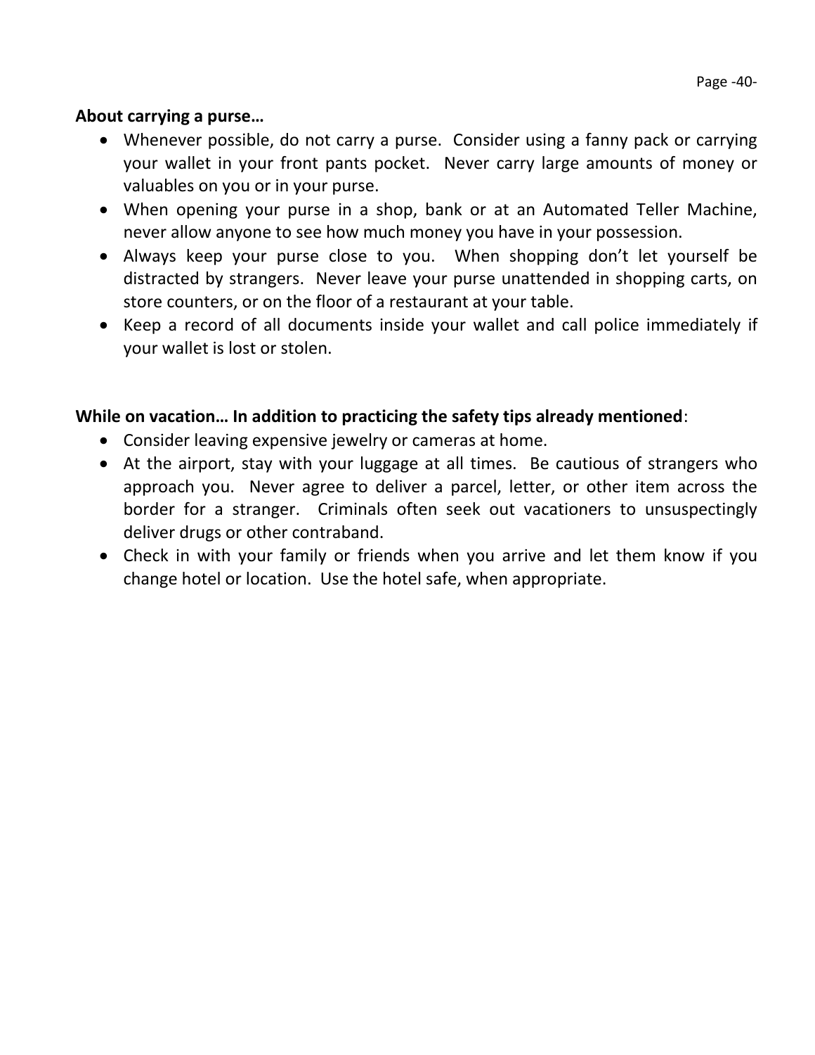**About carrying a purse…**

- Whenever possible, do not carry a purse. Consider using a fanny pack or carrying your wallet in your front pants pocket. Never carry large amounts of money or valuables on you or in your purse.
- When opening your purse in a shop, bank or at an Automated Teller Machine, never allow anyone to see how much money you have in your possession.
- Always keep your purse close to you. When shopping don't let yourself be distracted by strangers. Never leave your purse unattended in shopping carts, on store counters, or on the floor of a restaurant at your table.
- Keep a record of all documents inside your wallet and call police immediately if your wallet is lost or stolen.

**While on vacation… In addition to practicing the safety tips already mentioned**:

- Consider leaving expensive jewelry or cameras at home.
- At the airport, stay with your luggage at all times. Be cautious of strangers who approach you. Never agree to deliver a parcel, letter, or other item across the border for a stranger. Criminals often seek out vacationers to unsuspectingly deliver drugs or other contraband.
- Check in with your family or friends when you arrive and let them know if you change hotel or location. Use the hotel safe, when appropriate.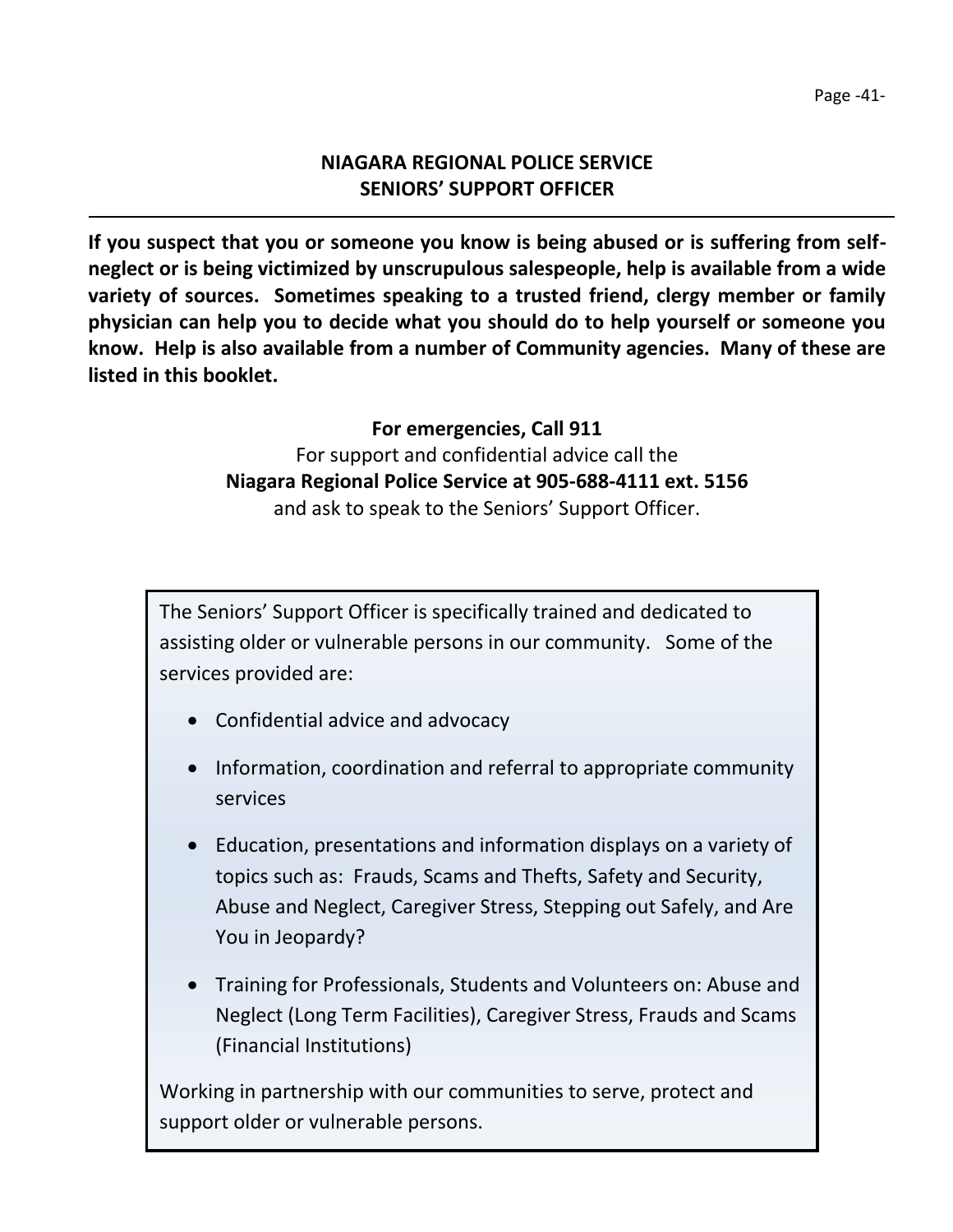## NIAGARA REGIONAL POLICE SERVICE
## SENIORS' SUPPORT OFFICER

---

**If you suspect that you or someone you know is being abused or is suffering from self-neglect or is being victimized by unscrupulous salespeople, help is available from a wide variety of sources. Sometimes speaking to a trusted friend, clergy member or family physician can help you to decide what you should do to help yourself or someone you know. Help is also available from a number of Community agencies. Many of these are listed in this booklet.**

**For emergencies, Call 911**
For support and confidential advice call the
**Niagara Regional Police Service at 905-688-4111 ext. 5156**
and ask to speak to the Seniors' Support Officer.

The Seniors' Support Officer is specifically trained and dedicated to assisting older or vulnerable persons in our community. Some of the services provided are:

- Confidential advice and advocacy
- Information, coordination and referral to appropriate community services
- Education, presentations and information displays on a variety of topics such as: Frauds, Scams and Thefts, Safety and Security, Abuse and Neglect, Caregiver Stress, Stepping out Safely, and Are You in Jeopardy?
- Training for Professionals, Students and Volunteers on: Abuse and Neglect (Long Term Facilities), Caregiver Stress, Frauds and Scams (Financial Institutions)

Working in partnership with our communities to serve, protect and support older or vulnerable persons.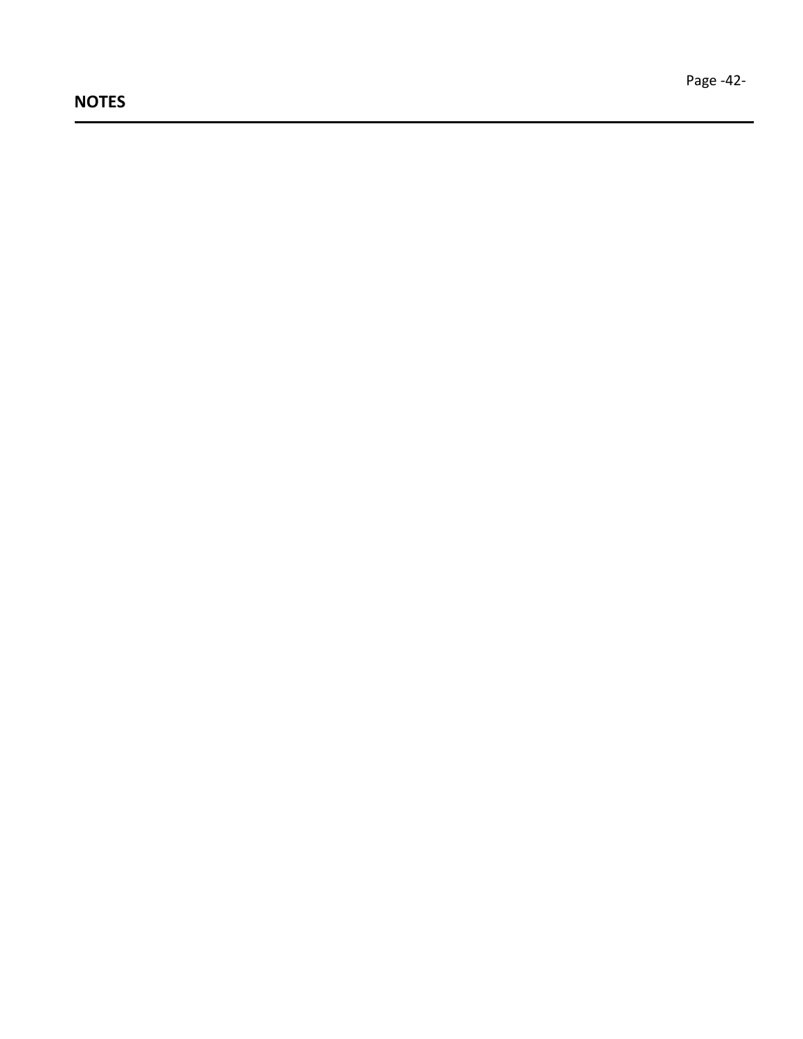**NOTES**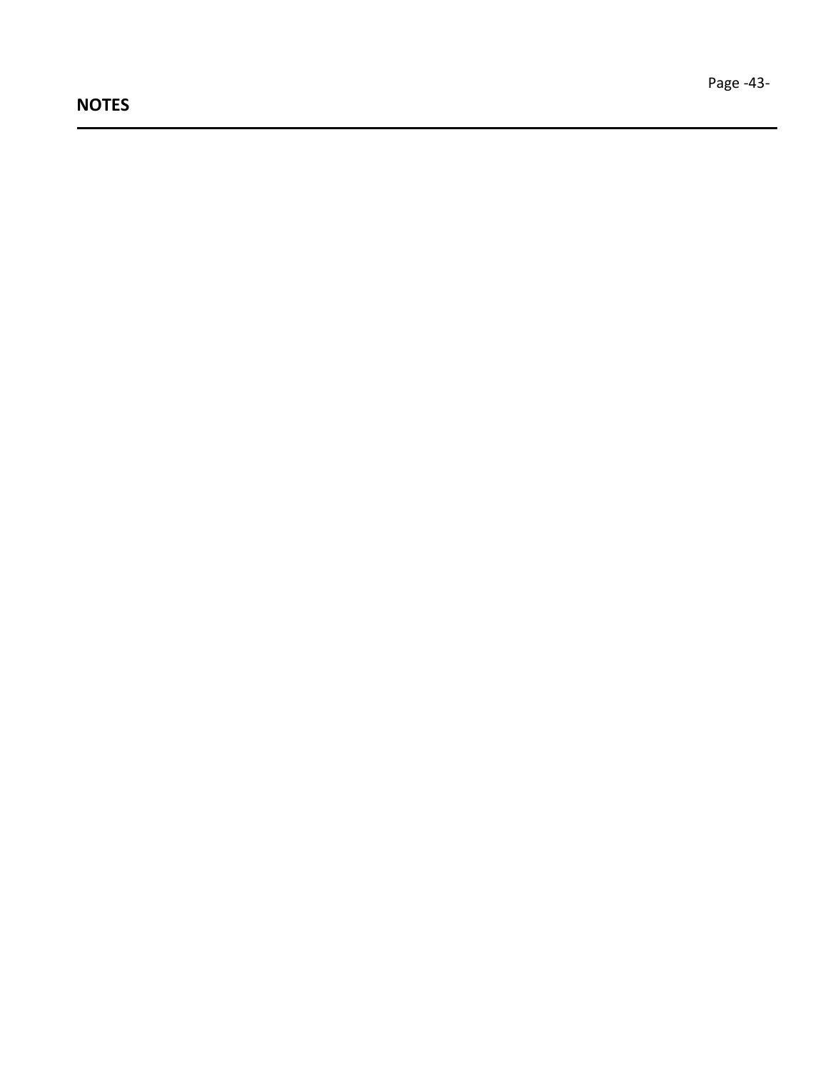## NOTES